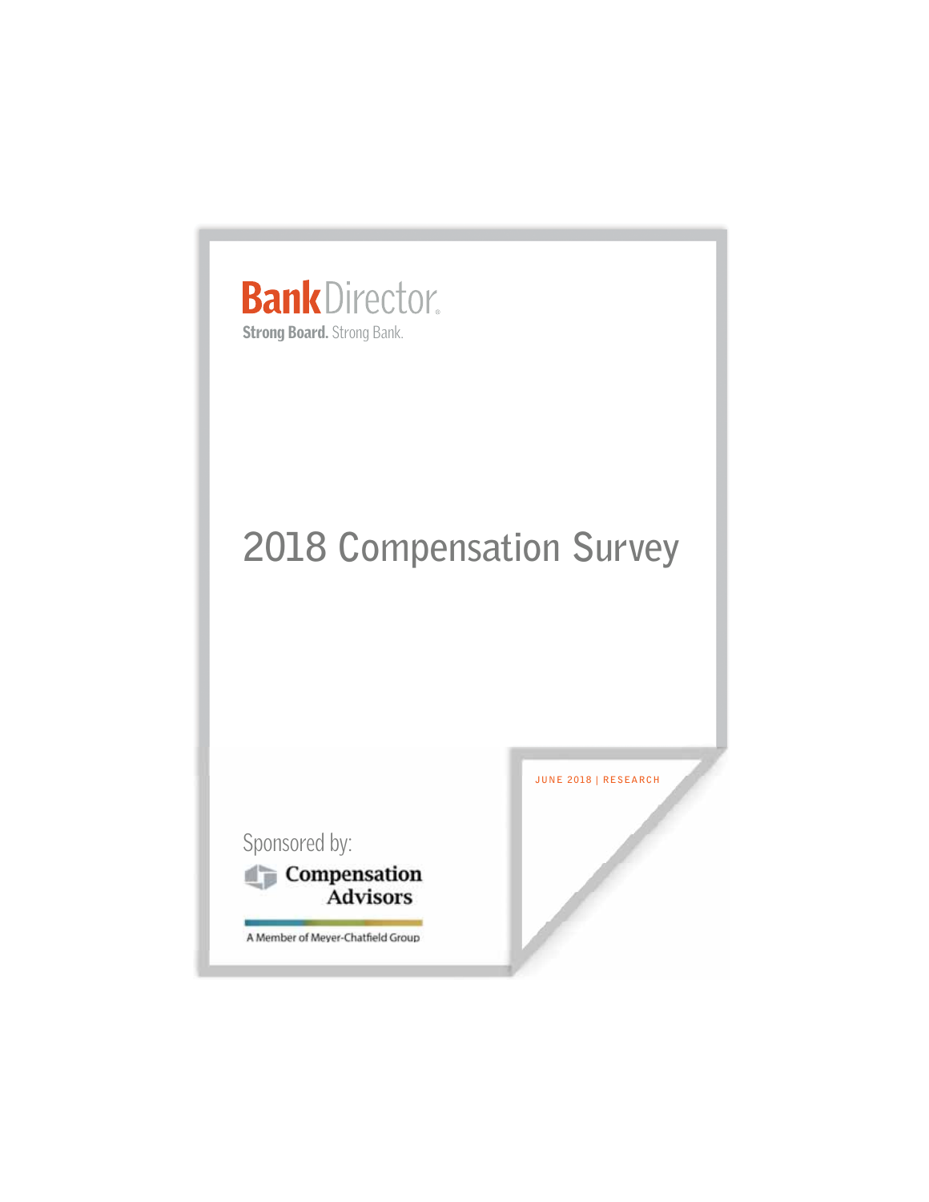BankDirector®

Strong Board. Strong Bank.

# 2018 Compensation Survey

JUNE 2018 | RESEARCH

Sponsored by:

Compensation Advisors

A Member of Meyer-Chatfield Group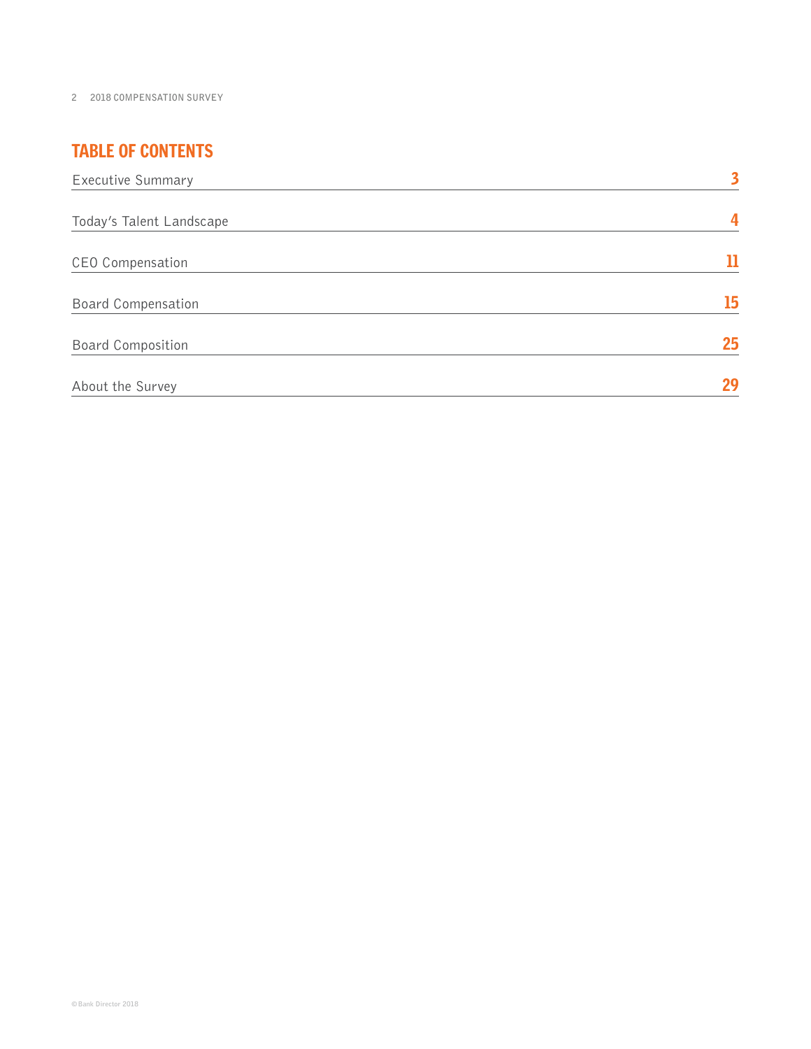# TABLE OF CONTENTS

| | |
|---|---|
| Executive Summary | 3 |
| Today's Talent Landscape | 4 |
| CEO Compensation | 11 |
| Board Compensation | 15 |
| Board Composition | 25 |
| About the Survey | 29 |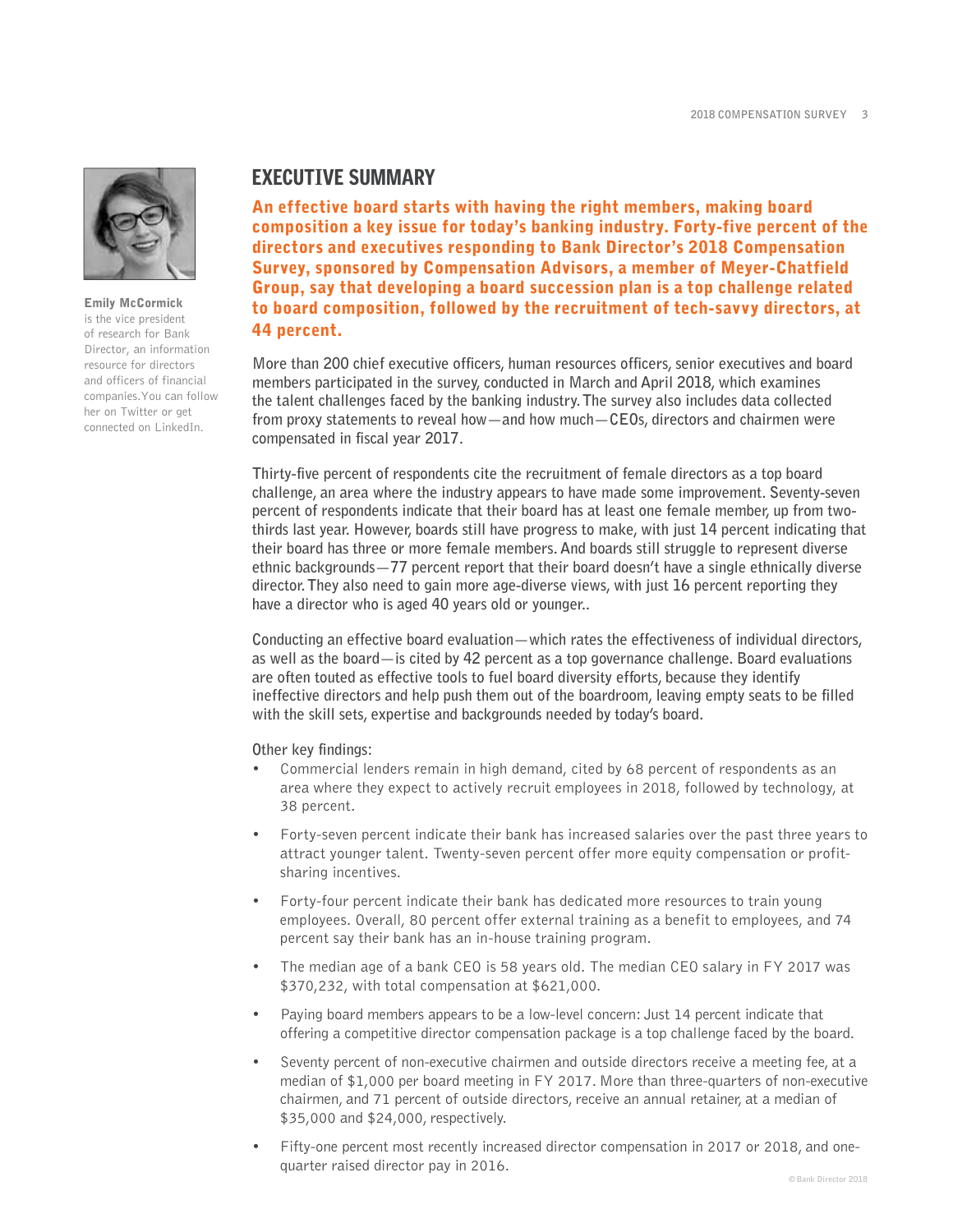**Emily McCormick** is the vice president of research for Bank Director, an information resource for directors and officers of financial companies. You can follow her on Twitter or get connected on LinkedIn.

## EXECUTIVE SUMMARY

**An effective board starts with having the right members, making board composition a key issue for today's banking industry. Forty-five percent of the directors and executives responding to Bank Director's 2018 Compensation Survey, sponsored by Compensation Advisors, a member of Meyer-Chatfield Group, say that developing a board succession plan is a top challenge related to board composition, followed by the recruitment of tech-savvy directors, at 44 percent.**

More than 200 chief executive officers, human resources officers, senior executives and board members participated in the survey, conducted in March and April 2018, which examines the talent challenges faced by the banking industry. The survey also includes data collected from proxy statements to reveal how—and how much—CEOs, directors and chairmen were compensated in fiscal year 2017.

Thirty-five percent of respondents cite the recruitment of female directors as a top board challenge, an area where the industry appears to have made some improvement. Seventy-seven percent of respondents indicate that their board has at least one female member, up from two-thirds last year. However, boards still have progress to make, with just 14 percent indicating that their board has three or more female members. And boards still struggle to represent diverse ethnic backgrounds—77 percent report that their board doesn't have a single ethnically diverse director. They also need to gain more age-diverse views, with just 16 percent reporting they have a director who is aged 40 years old or younger..

Conducting an effective board evaluation—which rates the effectiveness of individual directors, as well as the board—is cited by 42 percent as a top governance challenge. Board evaluations are often touted as effective tools to fuel board diversity efforts, because they identify ineffective directors and help push them out of the boardroom, leaving empty seats to be filled with the skill sets, expertise and backgrounds needed by today's board.

Other key findings:

- Commercial lenders remain in high demand, cited by 68 percent of respondents as an area where they expect to actively recruit employees in 2018, followed by technology, at 38 percent.
- Forty-seven percent indicate their bank has increased salaries over the past three years to attract younger talent. Twenty-seven percent offer more equity compensation or profit-sharing incentives.
- Forty-four percent indicate their bank has dedicated more resources to train young employees. Overall, 80 percent offer external training as a benefit to employees, and 74 percent say their bank has an in-house training program.
- The median age of a bank CEO is 58 years old. The median CEO salary in FY 2017 was $370,232, with total compensation at $621,000.
- Paying board members appears to be a low-level concern: Just 14 percent indicate that offering a competitive director compensation package is a top challenge faced by the board.
- Seventy percent of non-executive chairmen and outside directors receive a meeting fee, at a median of $1,000 per board meeting in FY 2017. More than three-quarters of non-executive chairmen, and 71 percent of outside directors, receive an annual retainer, at a median of $35,000 and $24,000, respectively.
- Fifty-one percent most recently increased director compensation in 2017 or 2018, and one-quarter raised director pay in 2016.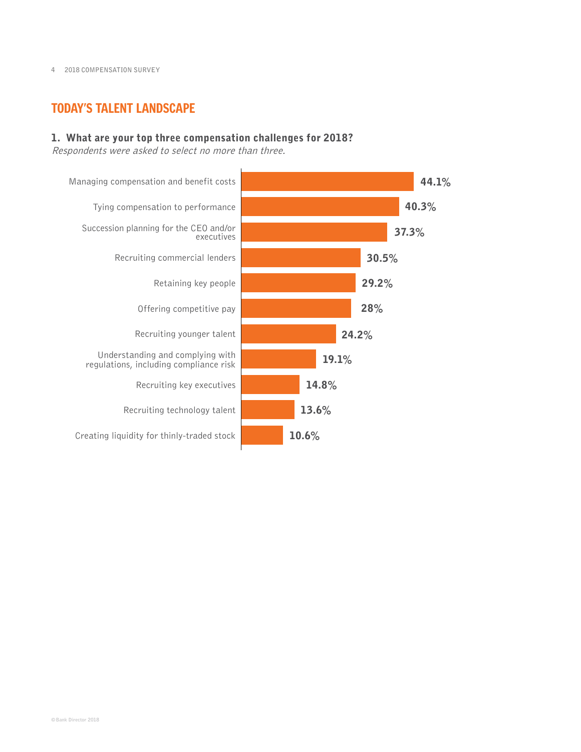## TODAY'S TALENT LANDSCAPE

### 1. What are your top three compensation challenges for 2018?

*Respondents were asked to select no more than three.*

| Challenge | Percentage |
| --- | --- |
| Managing compensation and benefit costs | 44.1% |
| Tying compensation to performance | 40.3% |
| Succession planning for the CEO and/or executives | 37.3% |
| Recruiting commercial lenders | 30.5% |
| Retaining key people | 29.2% |
| Offering competitive pay | 28% |
| Recruiting younger talent | 24.2% |
| Understanding and complying with regulations, including compliance risk | 19.1% |
| Recruiting key executives | 14.8% |
| Recruiting technology talent | 13.6% |
| Creating liquidity for thinly-traded stock | 10.6% |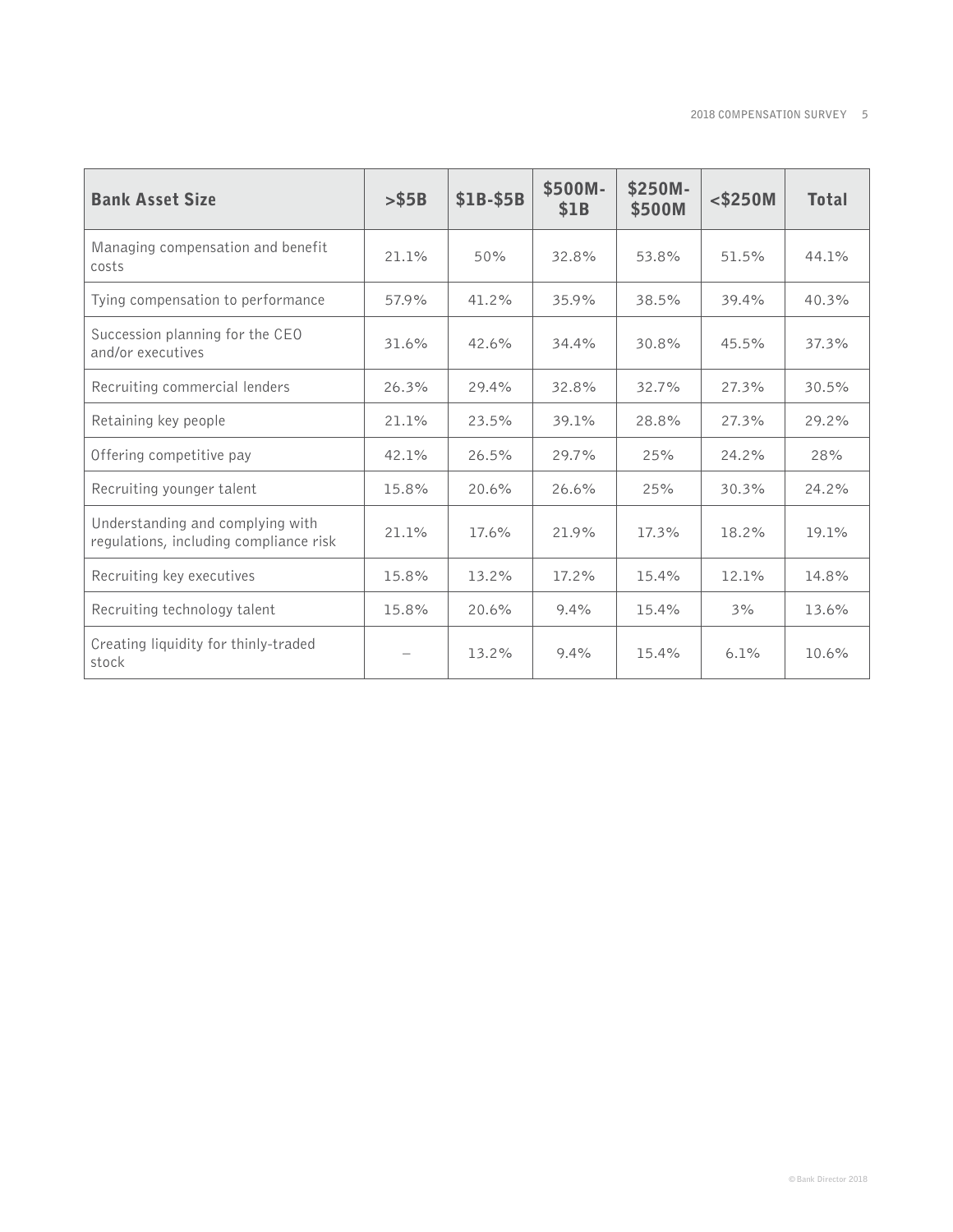| Bank Asset Size | >$5B | $1B-$5B | $500M-$1B | $250M-$500M | <$250M | Total |
|---|---|---|---|---|---|---|
| Managing compensation and benefit costs | 21.1% | 50% | 32.8% | 53.8% | 51.5% | 44.1% |
| Tying compensation to performance | 57.9% | 41.2% | 35.9% | 38.5% | 39.4% | 40.3% |
| Succession planning for the CEO and/or executives | 31.6% | 42.6% | 34.4% | 30.8% | 45.5% | 37.3% |
| Recruiting commercial lenders | 26.3% | 29.4% | 32.8% | 32.7% | 27.3% | 30.5% |
| Retaining key people | 21.1% | 23.5% | 39.1% | 28.8% | 27.3% | 29.2% |
| Offering competitive pay | 42.1% | 26.5% | 29.7% | 25% | 24.2% | 28% |
| Recruiting younger talent | 15.8% | 20.6% | 26.6% | 25% | 30.3% | 24.2% |
| Understanding and complying with regulations, including compliance risk | 21.1% | 17.6% | 21.9% | 17.3% | 18.2% | 19.1% |
| Recruiting key executives | 15.8% | 13.2% | 17.2% | 15.4% | 12.1% | 14.8% |
| Recruiting technology talent | 15.8% | 20.6% | 9.4% | 15.4% | 3% | 13.6% |
| Creating liquidity for thinly-traded stock | – | 13.2% | 9.4% | 15.4% | 6.1% | 10.6% |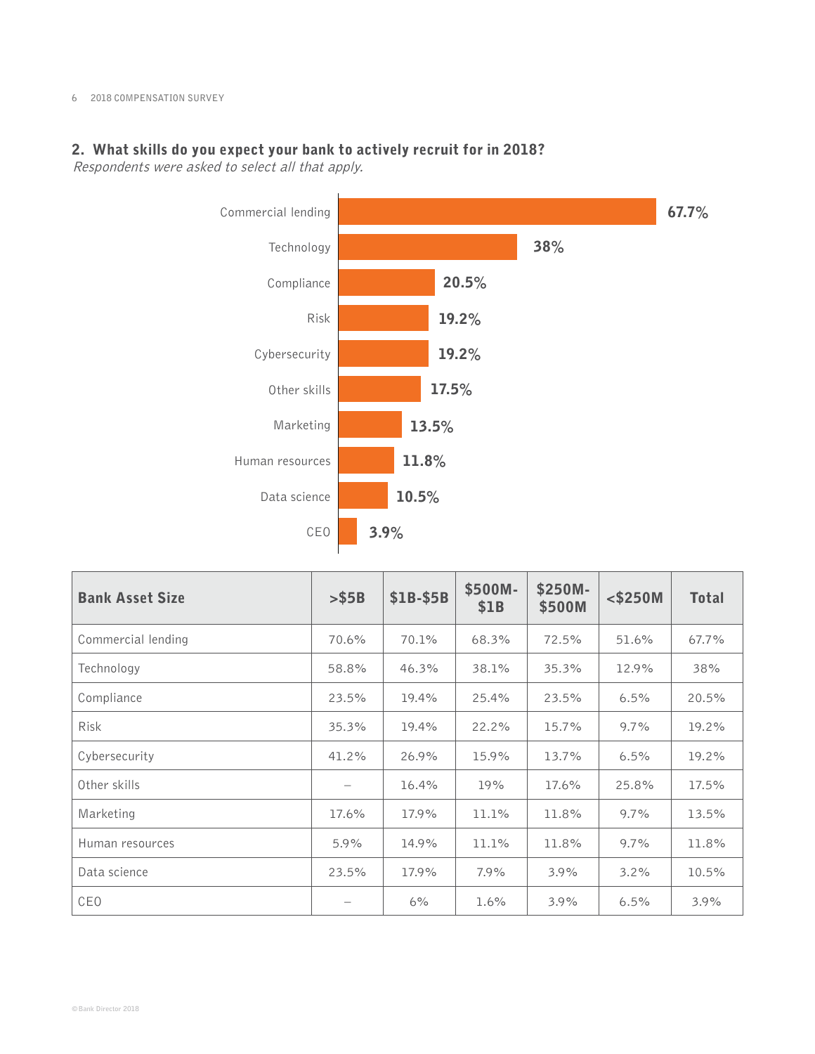## 2. What skills do you expect your bank to actively recruit for in 2018?

*Respondents were asked to select all that apply.*

| Skill | Percentage |
|---|---|
| Commercial lending | 67.7% |
| Technology | 38% |
| Compliance | 20.5% |
| Risk | 19.2% |
| Cybersecurity | 19.2% |
| Other skills | 17.5% |
| Marketing | 13.5% |
| Human resources | 11.8% |
| Data science | 10.5% |
| CEO | 3.9% |

| Bank Asset Size | >$5B | $1B-$5B | $500M-$1B | $250M-$500M | <$250M | Total |
|---|---|---|---|---|---|---|
| Commercial lending | 70.6% | 70.1% | 68.3% | 72.5% | 51.6% | 67.7% |
| Technology | 58.8% | 46.3% | 38.1% | 35.3% | 12.9% | 38% |
| Compliance | 23.5% | 19.4% | 25.4% | 23.5% | 6.5% | 20.5% |
| Risk | 35.3% | 19.4% | 22.2% | 15.7% | 9.7% | 19.2% |
| Cybersecurity | 41.2% | 26.9% | 15.9% | 13.7% | 6.5% | 19.2% |
| Other skills | – | 16.4% | 19% | 17.6% | 25.8% | 17.5% |
| Marketing | 17.6% | 17.9% | 11.1% | 11.8% | 9.7% | 13.5% |
| Human resources | 5.9% | 14.9% | 11.1% | 11.8% | 9.7% | 11.8% |
| Data science | 23.5% | 17.9% | 7.9% | 3.9% | 3.2% | 10.5% |
| CEO | – | 6% | 1.6% | 3.9% | 6.5% | 3.9% |

© Bank Director 2018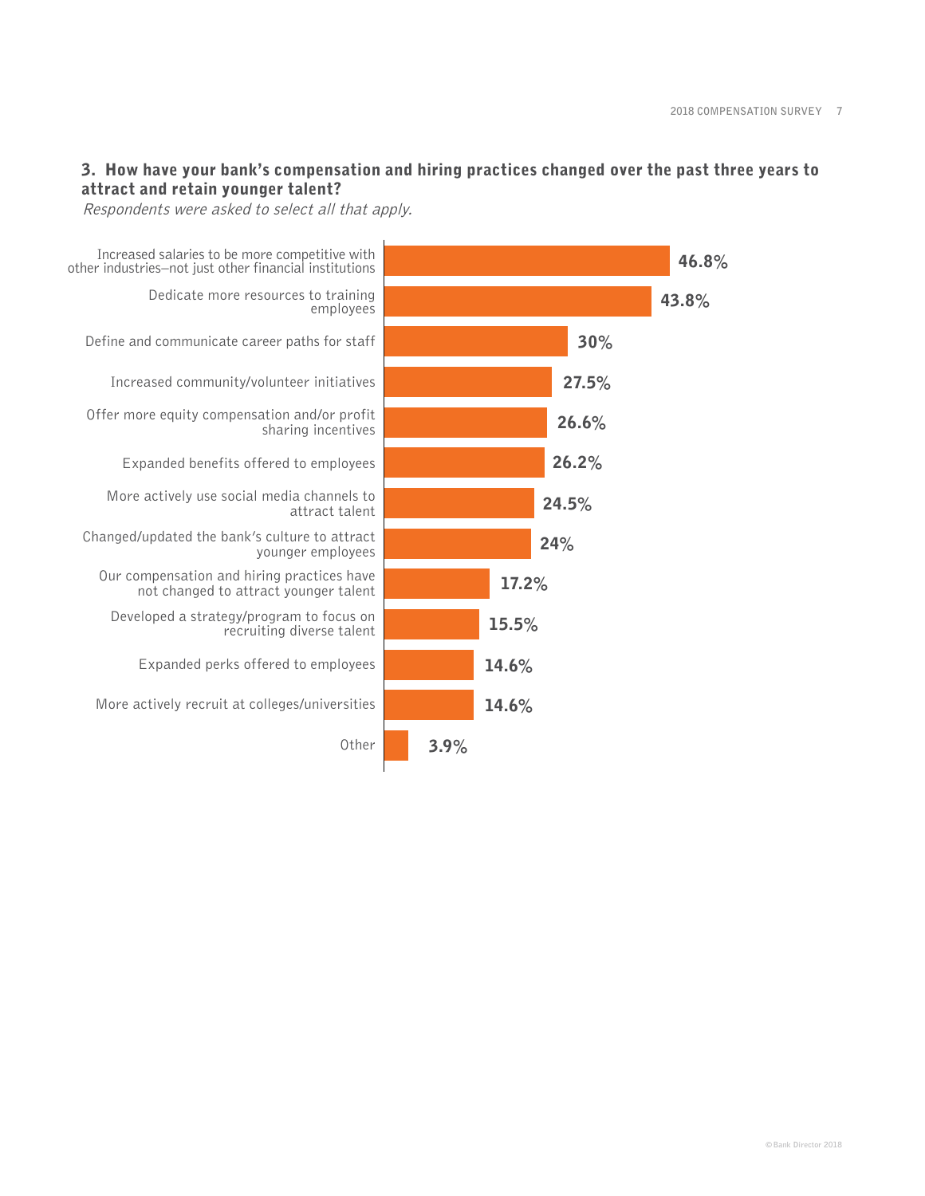### 3. How have your bank's compensation and hiring practices changed over the past three years to attract and retain younger talent?

*Respondents were asked to select all that apply.*

| Response | Percentage |
|---|---|
| Increased salaries to be more competitive with other industries—not just other financial institutions | 46.8% |
| Dedicate more resources to training employees | 43.8% |
| Define and communicate career paths for staff | 30% |
| Increased community/volunteer initiatives | 27.5% |
| Offer more equity compensation and/or profit sharing incentives | 26.6% |
| Expanded benefits offered to employees | 26.2% |
| More actively use social media channels to attract talent | 24.5% |
| Changed/updated the bank's culture to attract younger employees | 24% |
| Our compensation and hiring practices have not changed to attract younger talent | 17.2% |
| Developed a strategy/program to focus on recruiting diverse talent | 15.5% |
| Expanded perks offered to employees | 14.6% |
| More actively recruit at colleges/universities | 14.6% |
| Other | 3.9% |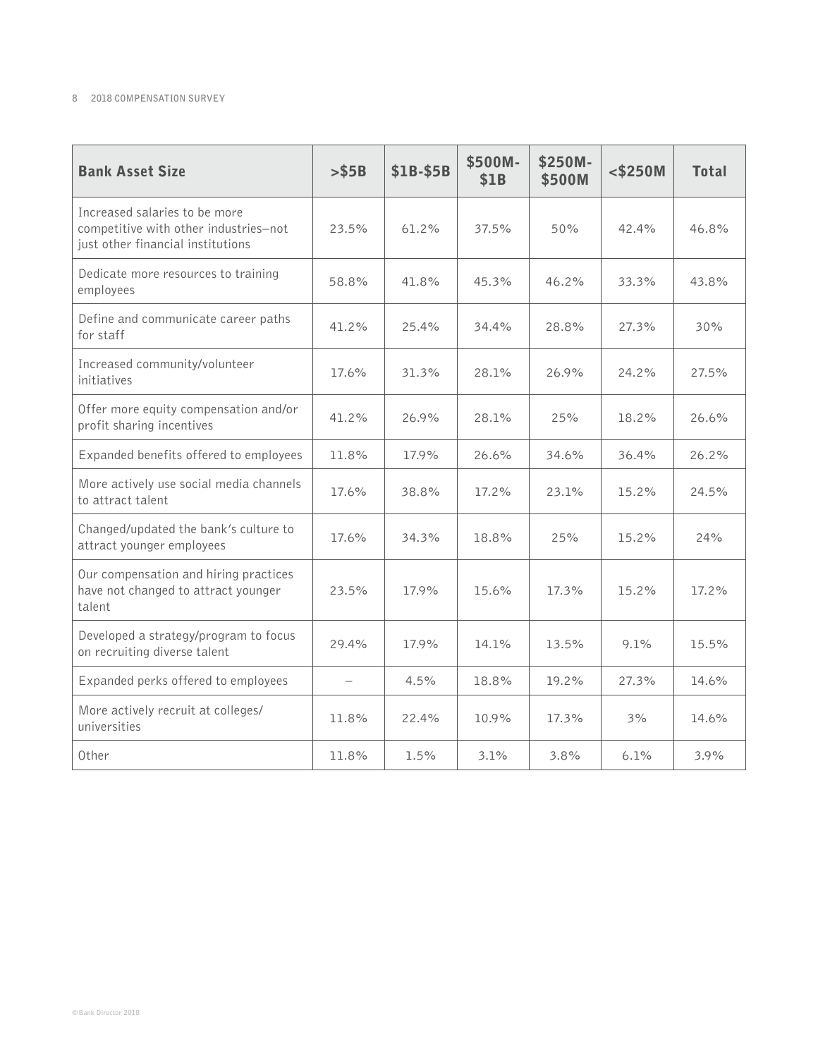| Bank Asset Size | >$5B | $1B-$5B | $500M-$1B | $250M-$500M | <$250M | Total |
|---|---|---|---|---|---|---|
| Increased salaries to be more competitive with other industries—not just other financial institutions | 23.5% | 61.2% | 37.5% | 50% | 42.4% | 46.8% |
| Dedicate more resources to training employees | 58.8% | 41.8% | 45.3% | 46.2% | 33.3% | 43.8% |
| Define and communicate career paths for staff | 41.2% | 25.4% | 34.4% | 28.8% | 27.3% | 30% |
| Increased community/volunteer initiatives | 17.6% | 31.3% | 28.1% | 26.9% | 24.2% | 27.5% |
| Offer more equity compensation and/or profit sharing incentives | 41.2% | 26.9% | 28.1% | 25% | 18.2% | 26.6% |
| Expanded benefits offered to employees | 11.8% | 17.9% | 26.6% | 34.6% | 36.4% | 26.2% |
| More actively use social media channels to attract talent | 17.6% | 38.8% | 17.2% | 23.1% | 15.2% | 24.5% |
| Changed/updated the bank's culture to attract younger employees | 17.6% | 34.3% | 18.8% | 25% | 15.2% | 24% |
| Our compensation and hiring practices have not changed to attract younger talent | 23.5% | 17.9% | 15.6% | 17.3% | 15.2% | 17.2% |
| Developed a strategy/program to focus on recruiting diverse talent | 29.4% | 17.9% | 14.1% | 13.5% | 9.1% | 15.5% |
| Expanded perks offered to employees | – | 4.5% | 18.8% | 19.2% | 27.3% | 14.6% |
| More actively recruit at colleges/universities | 11.8% | 22.4% | 10.9% | 17.3% | 3% | 14.6% |
| Other | 11.8% | 1.5% | 3.1% | 3.8% | 6.1% | 3.9% |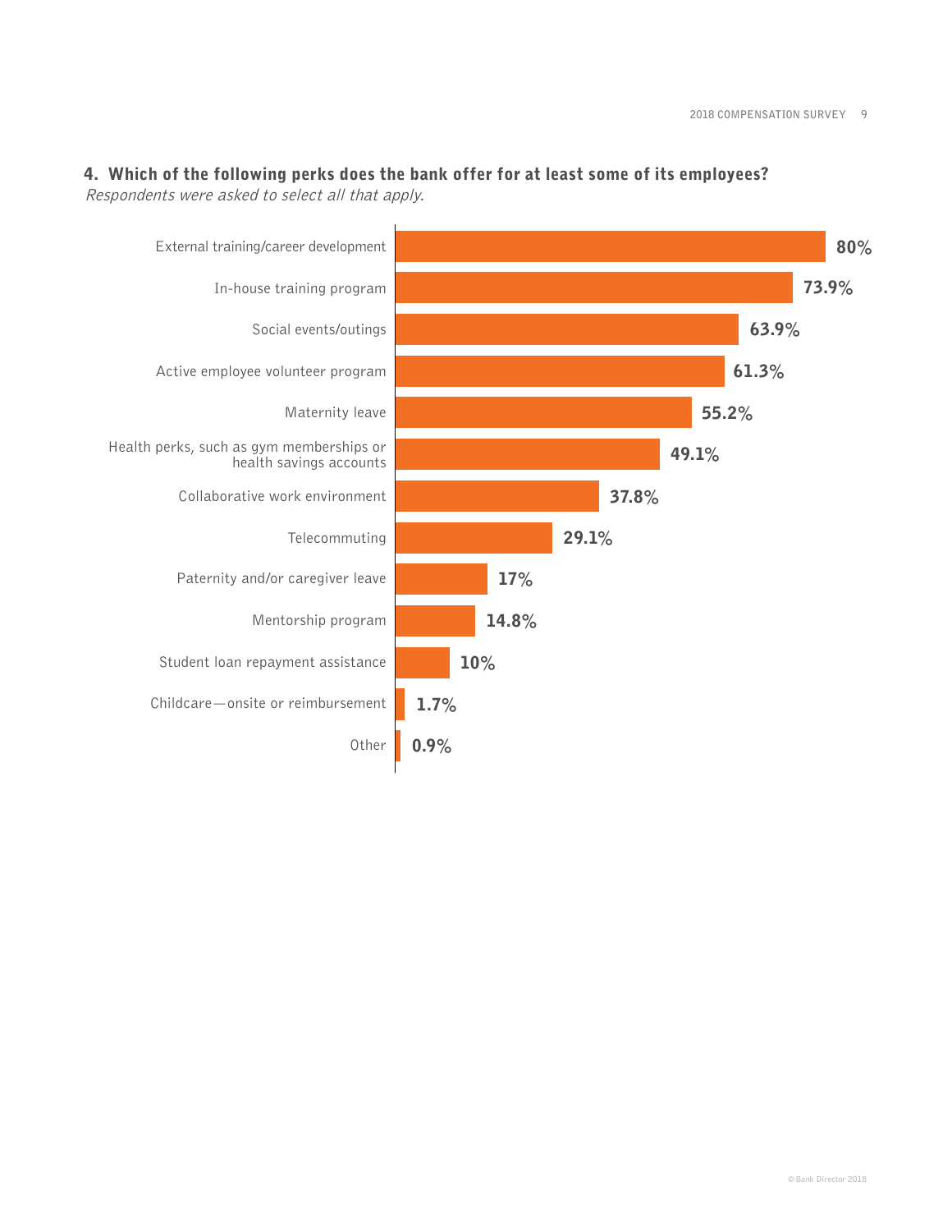## 4. Which of the following perks does the bank offer for at least some of its employees?

*Respondents were asked to select all that apply.*

| Perk | Percentage |
| --- | --- |
| External training/career development | 80% |
| In-house training program | 73.9% |
| Social events/outings | 63.9% |
| Active employee volunteer program | 61.3% |
| Maternity leave | 55.2% |
| Health perks, such as gym memberships or health savings accounts | 49.1% |
| Collaborative work environment | 37.8% |
| Telecommuting | 29.1% |
| Paternity and/or caregiver leave | 17% |
| Mentorship program | 14.8% |
| Student loan repayment assistance | 10% |
| Childcare—onsite or reimbursement | 1.7% |
| Other | 0.9% |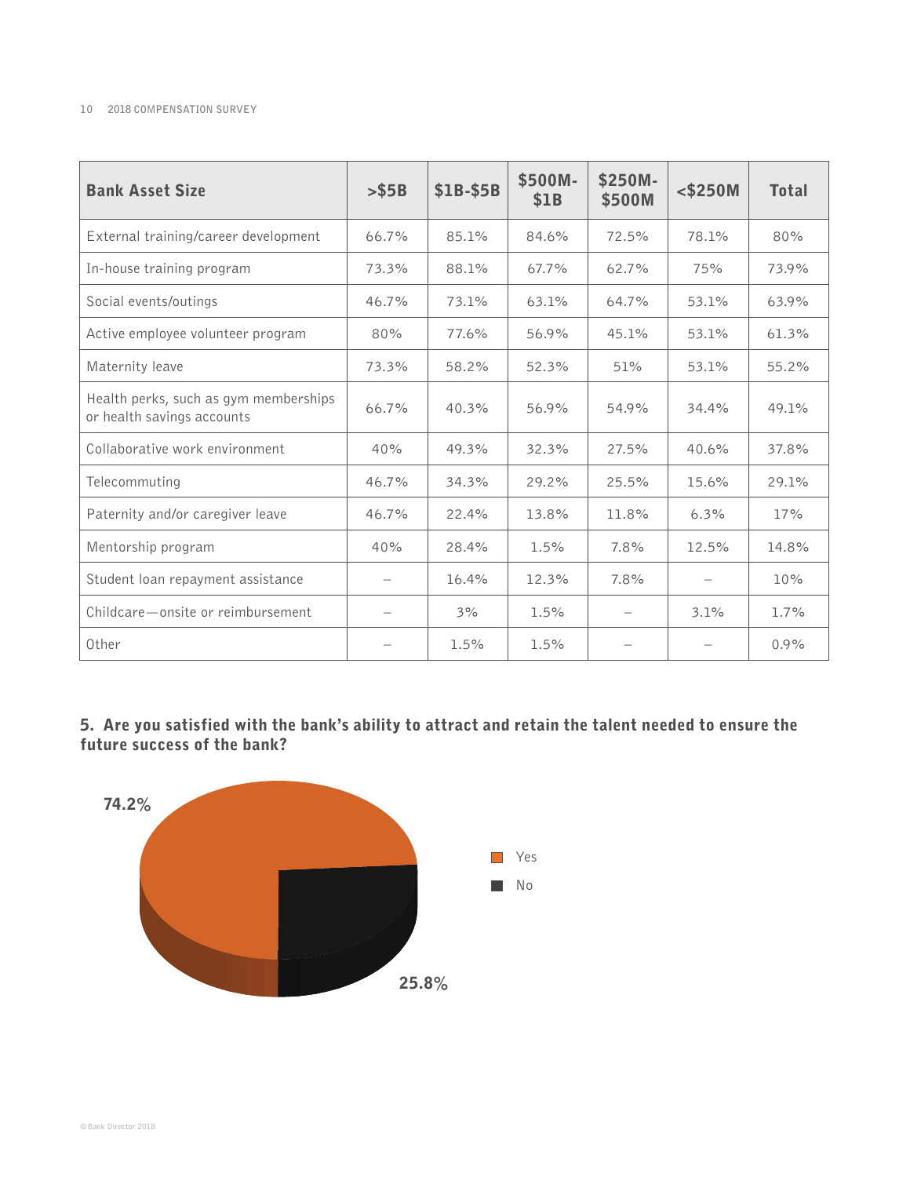| Bank Asset Size | >$5B | $1B-$5B | $500M-$1B | $250M-$500M | <$250M | Total |
|---|---|---|---|---|---|---|
| External training/career development | 66.7% | 85.1% | 84.6% | 72.5% | 78.1% | 80% |
| In-house training program | 73.3% | 88.1% | 67.7% | 62.7% | 75% | 73.9% |
| Social events/outings | 46.7% | 73.1% | 63.1% | 64.7% | 53.1% | 63.9% |
| Active employee volunteer program | 80% | 77.6% | 56.9% | 45.1% | 53.1% | 61.3% |
| Maternity leave | 73.3% | 58.2% | 52.3% | 51% | 53.1% | 55.2% |
| Health perks, such as gym memberships or health savings accounts | 66.7% | 40.3% | 56.9% | 54.9% | 34.4% | 49.1% |
| Collaborative work environment | 40% | 49.3% | 32.3% | 27.5% | 40.6% | 37.8% |
| Telecommuting | 46.7% | 34.3% | 29.2% | 25.5% | 15.6% | 29.1% |
| Paternity and/or caregiver leave | 46.7% | 22.4% | 13.8% | 11.8% | 6.3% | 17% |
| Mentorship program | 40% | 28.4% | 1.5% | 7.8% | 12.5% | 14.8% |
| Student loan repayment assistance | – | 16.4% | 12.3% | 7.8% | – | 10% |
| Childcare—onsite or reimbursement | – | 3% | 1.5% | – | 3.1% | 1.7% |
| Other | – | 1.5% | 1.5% | – | – | 0.9% |

### 5. Are you satisfied with the bank's ability to attract and retain the talent needed to ensure the future success of the bank?

| Response | Percentage |
|---|---|
| Yes | 74.2% |
| No | 25.8% |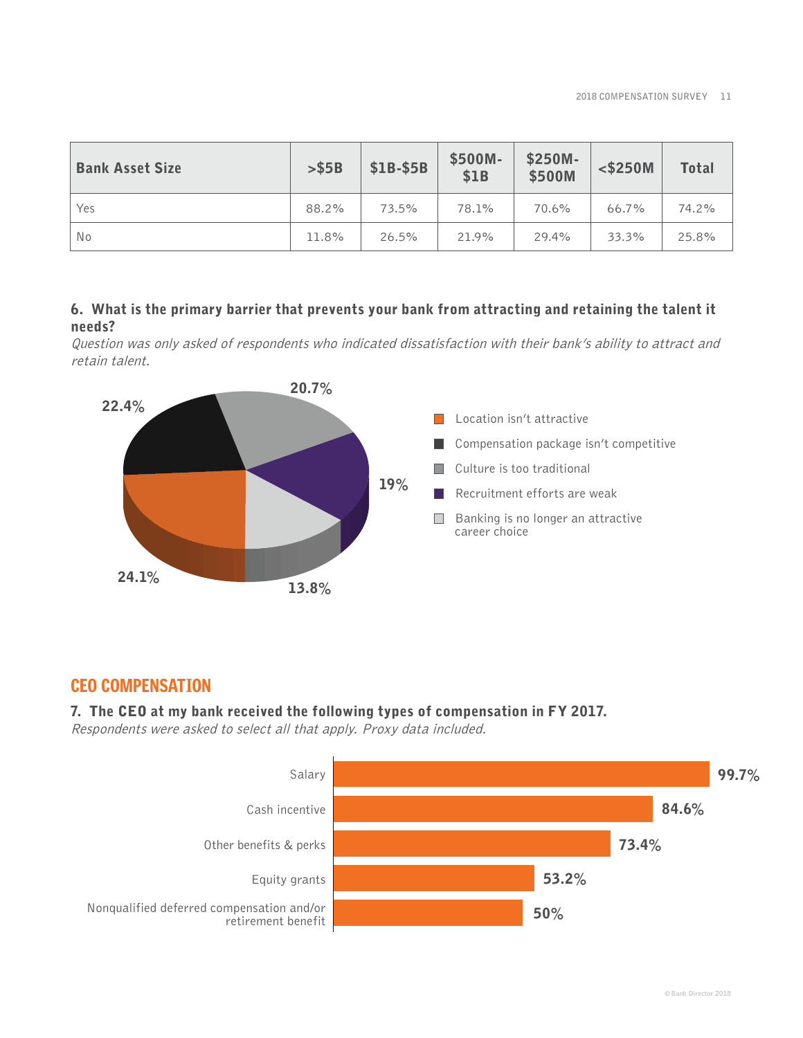| Bank Asset Size | >$5B | $1B-$5B | $500M-$1B | $250M-$500M | <$250M | Total |
|---|---|---|---|---|---|---|
| Yes | 88.2% | 73.5% | 78.1% | 70.6% | 66.7% | 74.2% |
| No | 11.8% | 26.5% | 21.9% | 29.4% | 33.3% | 25.8% |

**6. What is the primary barrier that prevents your bank from attracting and retaining the talent it needs?**

*Question was only asked of respondents who indicated dissatisfaction with their bank's ability to attract and retain talent.*

- Location isn't attractive: 24.1%
- Compensation package isn't competitive: 22.4%
- Culture is too traditional: 20.7%
- Recruitment efforts are weak: 19%
- Banking is no longer an attractive career choice: 13.8%

## CEO COMPENSATION

**7. The CEO at my bank received the following types of compensation in FY 2017.**

*Respondents were asked to select all that apply. Proxy data included.*

- Salary: 99.7%
- Cash incentive: 84.6%
- Other benefits & perks: 73.4%
- Equity grants: 53.2%
- Nonqualified deferred compensation and/or retirement benefit: 50%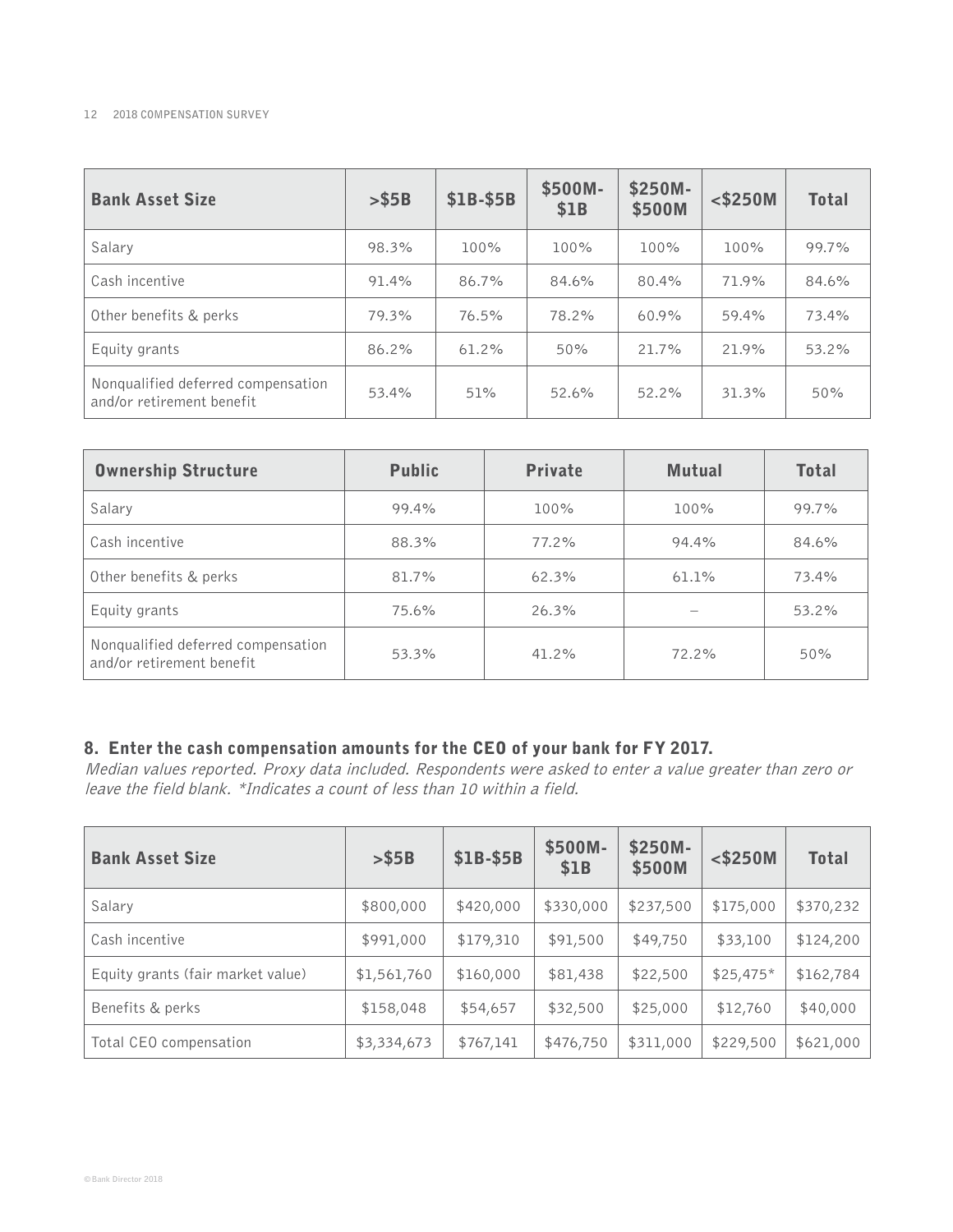| Bank Asset Size | >$5B | $1B-$5B | $500M-$1B | $250M-$500M | <$250M | Total |
|---|---|---|---|---|---|---|
| Salary | 98.3% | 100% | 100% | 100% | 100% | 99.7% |
| Cash incentive | 91.4% | 86.7% | 84.6% | 80.4% | 71.9% | 84.6% |
| Other benefits & perks | 79.3% | 76.5% | 78.2% | 60.9% | 59.4% | 73.4% |
| Equity grants | 86.2% | 61.2% | 50% | 21.7% | 21.9% | 53.2% |
| Nonqualified deferred compensation and/or retirement benefit | 53.4% | 51% | 52.6% | 52.2% | 31.3% | 50% |

| Ownership Structure | Public | Private | Mutual | Total |
|---|---|---|---|---|
| Salary | 99.4% | 100% | 100% | 99.7% |
| Cash incentive | 88.3% | 77.2% | 94.4% | 84.6% |
| Other benefits & perks | 81.7% | 62.3% | 61.1% | 73.4% |
| Equity grants | 75.6% | 26.3% | – | 53.2% |
| Nonqualified deferred compensation and/or retirement benefit | 53.3% | 41.2% | 72.2% | 50% |

## 8. Enter the cash compensation amounts for the CEO of your bank for FY 2017.

*Median values reported. Proxy data included. Respondents were asked to enter a value greater than zero or leave the field blank. *Indicates a count of less than 10 within a field.*

| Bank Asset Size | >$5B | $1B-$5B | $500M-$1B | $250M-$500M | <$250M | Total |
|---|---|---|---|---|---|---|
| Salary | $800,000 | $420,000 | $330,000 | $237,500 | $175,000 | $370,232 |
| Cash incentive | $991,000 | $179,310 | $91,500 | $49,750 | $33,100 | $124,200 |
| Equity grants (fair market value) | $1,561,760 | $160,000 | $81,438 | $22,500 | $25,475* | $162,784 |
| Benefits & perks | $158,048 | $54,657 | $32,500 | $25,000 | $12,760 | $40,000 |
| Total CEO compensation | $3,334,673 | $767,141 | $476,750 | $311,000 | $229,500 | $621,000 |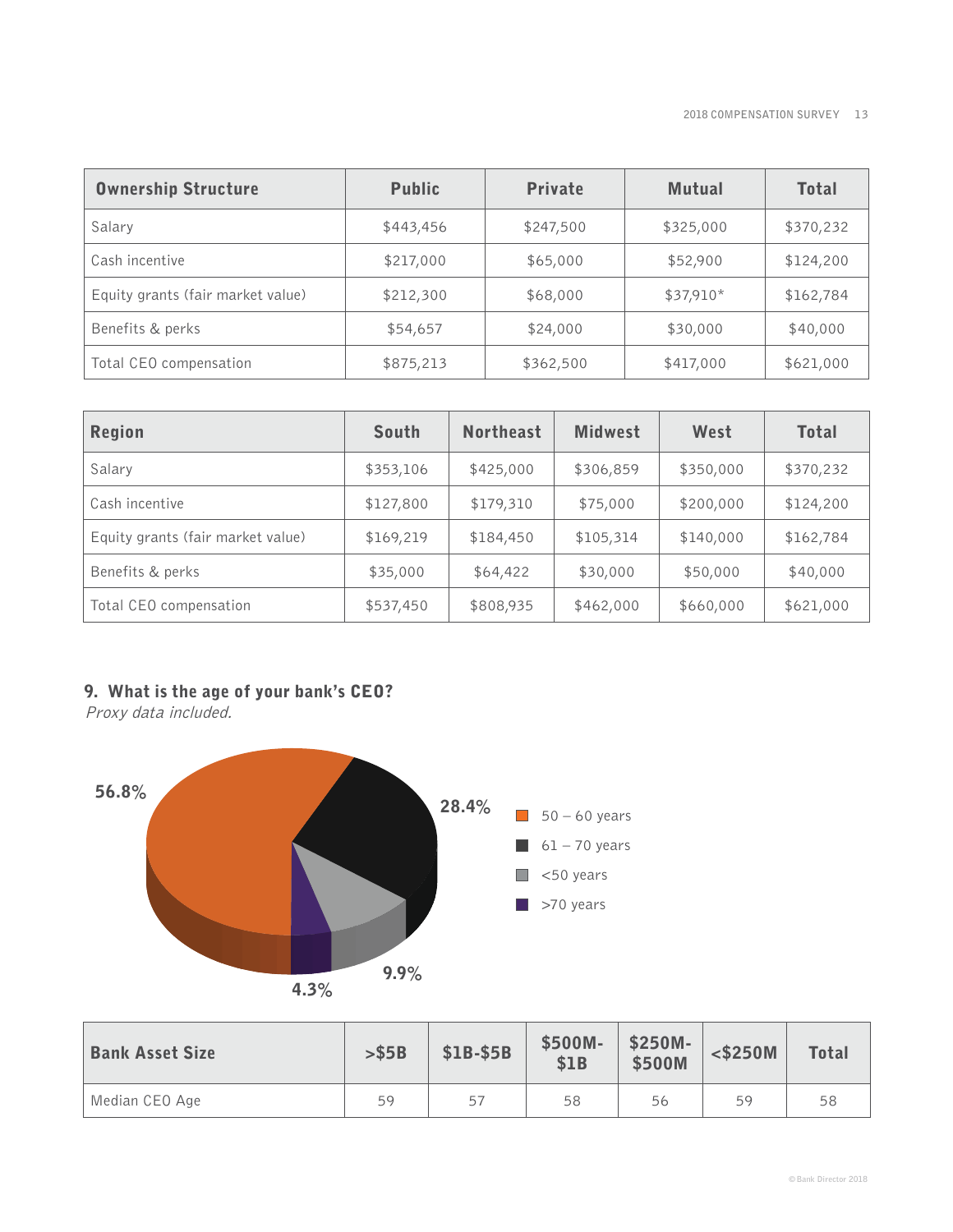| Ownership Structure | Public | Private | Mutual | Total |
|---|---|---|---|---|
| Salary | $443,456 | $247,500 | $325,000 | $370,232 |
| Cash incentive | $217,000 | $65,000 | $52,900 | $124,200 |
| Equity grants (fair market value) | $212,300 | $68,000 | $37,910* | $162,784 |
| Benefits & perks | $54,657 | $24,000 | $30,000 | $40,000 |
| Total CEO compensation | $875,213 | $362,500 | $417,000 | $621,000 |

| Region | South | Northeast | Midwest | West | Total |
|---|---|---|---|---|---|
| Salary | $353,106 | $425,000 | $306,859 | $350,000 | $370,232 |
| Cash incentive | $127,800 | $179,310 | $75,000 | $200,000 | $124,200 |
| Equity grants (fair market value) | $169,219 | $184,450 | $105,314 | $140,000 | $162,784 |
| Benefits & perks | $35,000 | $64,422 | $30,000 | $50,000 | $40,000 |
| Total CEO compensation | $537,450 | $808,935 | $462,000 | $660,000 | $621,000 |

## 9. What is the age of your bank's CEO?

*Proxy data included.*

- 50 – 60 years: 56.8%
- 61 – 70 years: 28.4%
- <50 years: 9.9%
- >70 years: 4.3%

| Bank Asset Size | >$5B | $1B-$5B | $500M-$1B | $250M-$500M | <$250M | Total |
|---|---|---|---|---|---|---|
| Median CEO Age | 59 | 57 | 58 | 56 | 59 | 58 |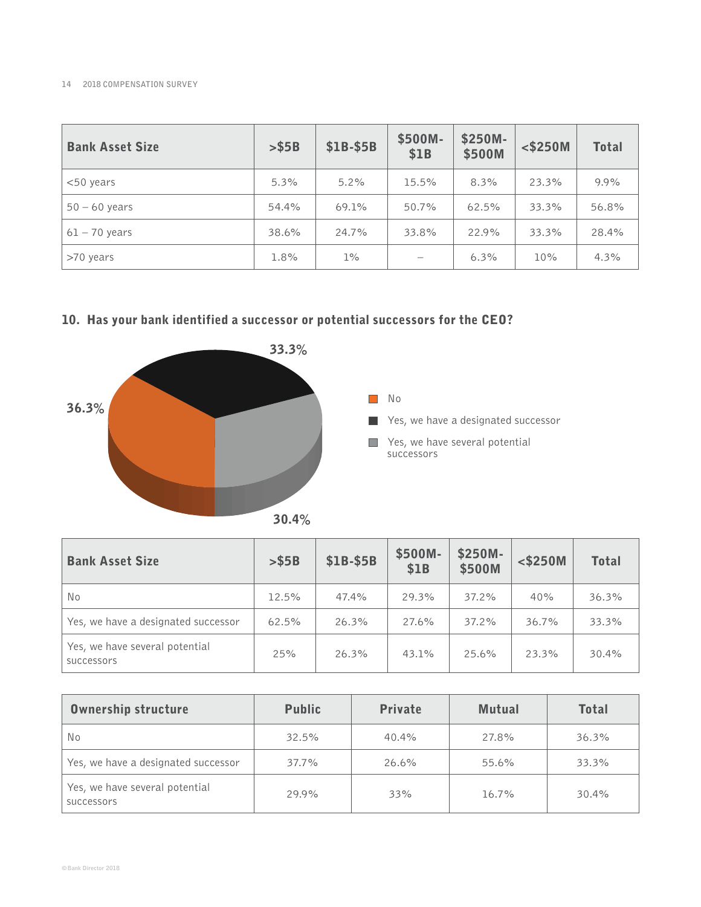| Bank Asset Size | >$5B | $1B-$5B | $500M-$1B | $250M-$500M | <$250M | Total |
|---|---|---|---|---|---|---|
| <50 years | 5.3% | 5.2% | 15.5% | 8.3% | 23.3% | 9.9% |
| 50 – 60 years | 54.4% | 69.1% | 50.7% | 62.5% | 33.3% | 56.8% |
| 61 – 70 years | 38.6% | 24.7% | 33.8% | 22.9% | 33.3% | 28.4% |
| >70 years | 1.8% | 1% | – | 6.3% | 10% | 4.3% |

## 10. Has your bank identified a successor or potential successors for the CEO?

- No: 36.3%
- Yes, we have a designated successor: 33.3%
- Yes, we have several potential successors: 30.4%

| Bank Asset Size | >$5B | $1B-$5B | $500M-$1B | $250M-$500M | <$250M | Total |
|---|---|---|---|---|---|---|
| No | 12.5% | 47.4% | 29.3% | 37.2% | 40% | 36.3% |
| Yes, we have a designated successor | 62.5% | 26.3% | 27.6% | 37.2% | 36.7% | 33.3% |
| Yes, we have several potential successors | 25% | 26.3% | 43.1% | 25.6% | 23.3% | 30.4% |

| Ownership structure | Public | Private | Mutual | Total |
|---|---|---|---|---|
| No | 32.5% | 40.4% | 27.8% | 36.3% |
| Yes, we have a designated successor | 37.7% | 26.6% | 55.6% | 33.3% |
| Yes, we have several potential successors | 29.9% | 33% | 16.7% | 30.4% |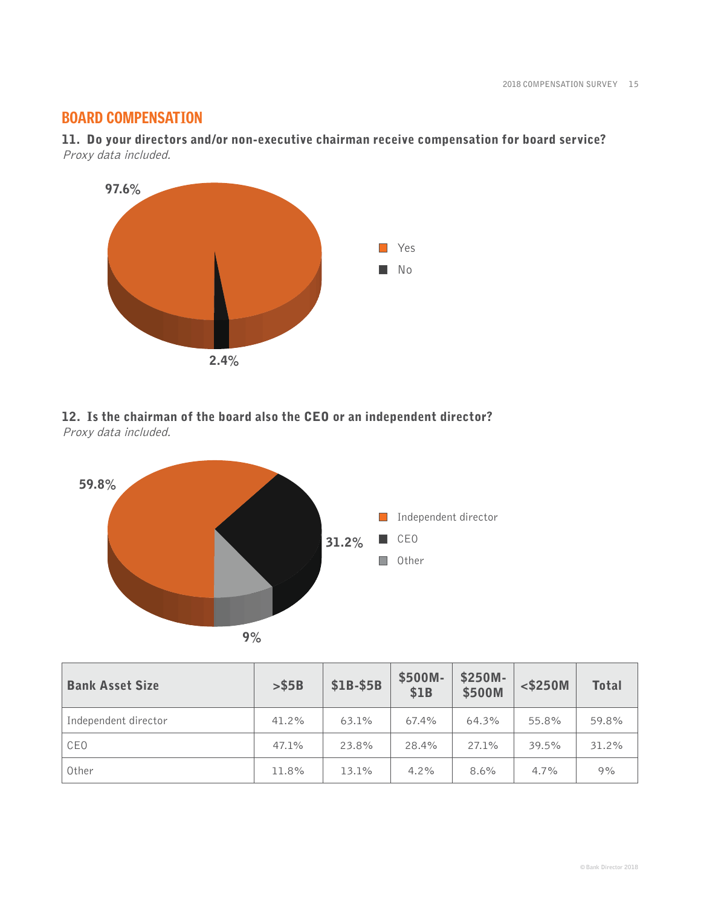## BOARD COMPENSATION

### 11. Do your directors and/or non-executive chairman receive compensation for board service?

*Proxy data included.*

97.6%

Yes

No

2.4%

### 12. Is the chairman of the board also the CEO or an independent director?

*Proxy data included.*

59.8%

31.2%

Independent director

CEO

Other

9%

| Bank Asset Size | >$5B | $1B-$5B | $500M-$1B | $250M-$500M | <$250M | Total |
|---|---|---|---|---|---|---|
| Independent director | 41.2% | 63.1% | 67.4% | 64.3% | 55.8% | 59.8% |
| CEO | 47.1% | 23.8% | 28.4% | 27.1% | 39.5% | 31.2% |
| Other | 11.8% | 13.1% | 4.2% | 8.6% | 4.7% | 9% |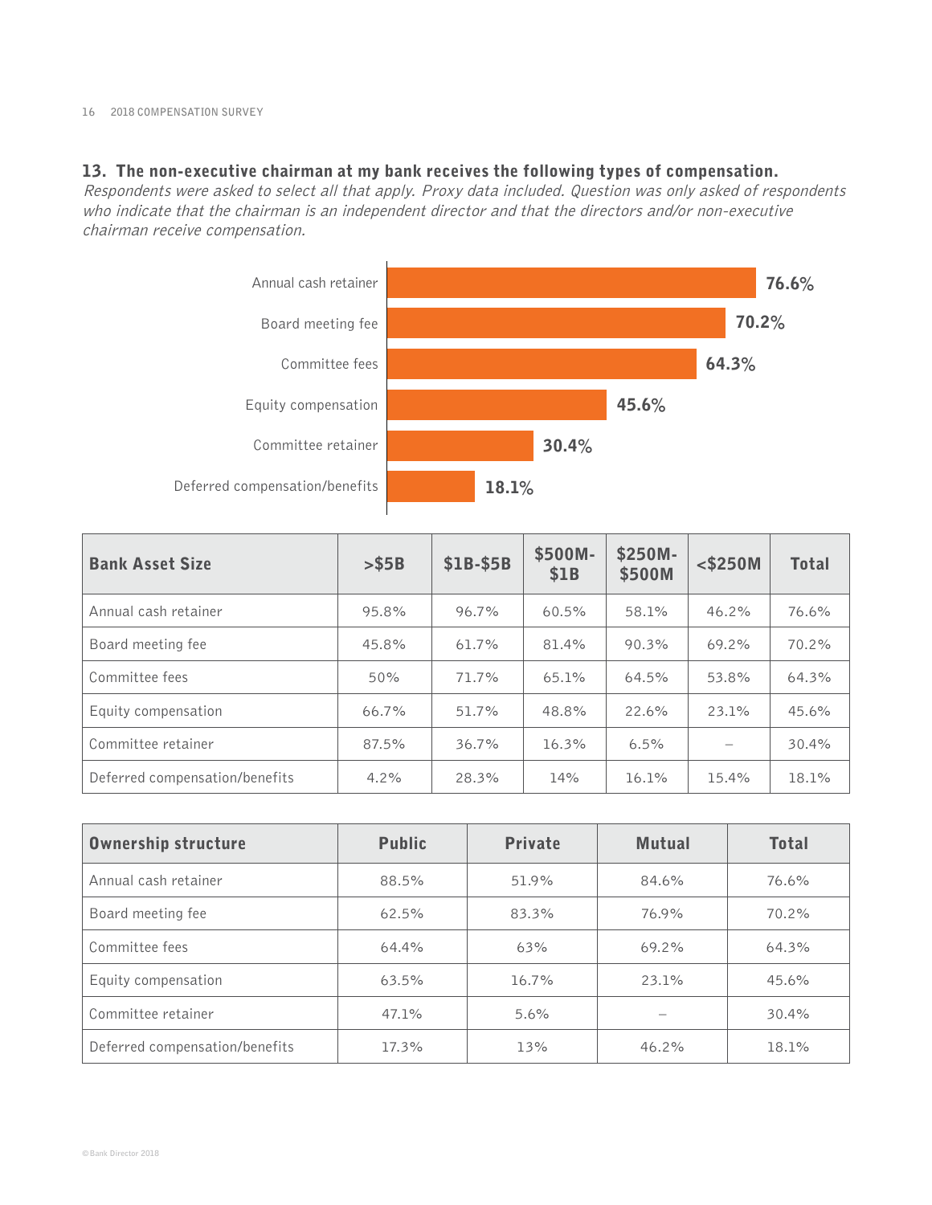### 13. The non-executive chairman at my bank receives the following types of compensation.

*Respondents were asked to select all that apply. Proxy data included. Question was only asked of respondents who indicate that the chairman is an independent director and that the directors and/or non-executive chairman receive compensation.*

| Compensation type | Percentage |
|---|---|
| Annual cash retainer | 76.6% |
| Board meeting fee | 70.2% |
| Committee fees | 64.3% |
| Equity compensation | 45.6% |
| Committee retainer | 30.4% |
| Deferred compensation/benefits | 18.1% |

| Bank Asset Size | >$5B | $1B-$5B | $500M-$1B | $250M-$500M | <$250M | Total |
|---|---|---|---|---|---|---|
| Annual cash retainer | 95.8% | 96.7% | 60.5% | 58.1% | 46.2% | 76.6% |
| Board meeting fee | 45.8% | 61.7% | 81.4% | 90.3% | 69.2% | 70.2% |
| Committee fees | 50% | 71.7% | 65.1% | 64.5% | 53.8% | 64.3% |
| Equity compensation | 66.7% | 51.7% | 48.8% | 22.6% | 23.1% | 45.6% |
| Committee retainer | 87.5% | 36.7% | 16.3% | 6.5% | – | 30.4% |
| Deferred compensation/benefits | 4.2% | 28.3% | 14% | 16.1% | 15.4% | 18.1% |

| Ownership structure | Public | Private | Mutual | Total |
|---|---|---|---|---|
| Annual cash retainer | 88.5% | 51.9% | 84.6% | 76.6% |
| Board meeting fee | 62.5% | 83.3% | 76.9% | 70.2% |
| Committee fees | 64.4% | 63% | 69.2% | 64.3% |
| Equity compensation | 63.5% | 16.7% | 23.1% | 45.6% |
| Committee retainer | 47.1% | 5.6% | – | 30.4% |
| Deferred compensation/benefits | 17.3% | 13% | 46.2% | 18.1% |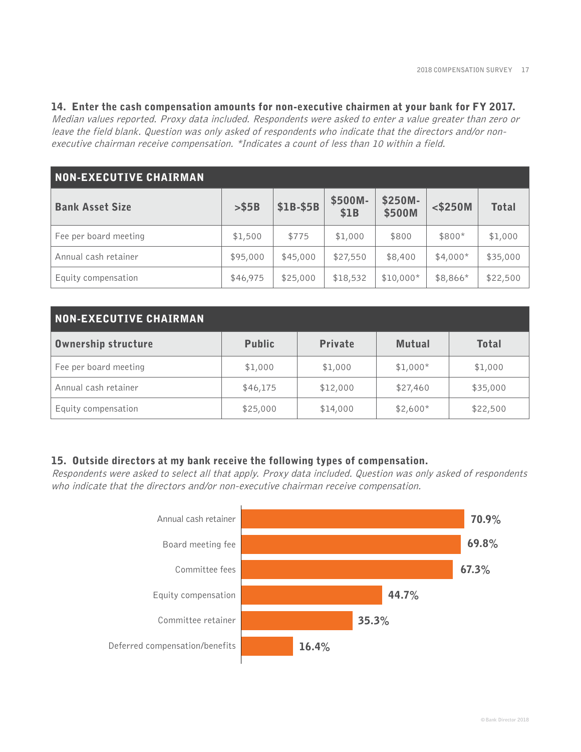### 14. Enter the cash compensation amounts for non-executive chairmen at your bank for FY 2017.

*Median values reported. Proxy data included. Respondents were asked to enter a value greater than zero or leave the field blank. Question was only asked of respondents who indicate that the directors and/or non-executive chairman receive compensation. *Indicates a count of less than 10 within a field.*

**NON-EXECUTIVE CHAIRMAN**

| Bank Asset Size | >$5B | $1B-$5B | $500M-$1B | $250M-$500M | <$250M | Total |
|---|---|---|---|---|---|---|
| Fee per board meeting | $1,500 | $775 | $1,000 | $800 | $800* | $1,000 |
| Annual cash retainer | $95,000 | $45,000 | $27,550 | $8,400 | $4,000* | $35,000 |
| Equity compensation | $46,975 | $25,000 | $18,532 | $10,000* | $8,866* | $22,500 |

**NON-EXECUTIVE CHAIRMAN**

| Ownership structure | Public | Private | Mutual | Total |
|---|---|---|---|---|
| Fee per board meeting | $1,000 | $1,000 | $1,000* | $1,000 |
| Annual cash retainer | $46,175 | $12,000 | $27,460 | $35,000 |
| Equity compensation | $25,000 | $14,000 | $2,600* | $22,500 |

### 15. Outside directors at my bank receive the following types of compensation.

*Respondents were asked to select all that apply. Proxy data included. Question was only asked of respondents who indicate that the directors and/or non-executive chairman receive compensation.*

| Type of compensation | Percentage |
|---|---|
| Annual cash retainer | 70.9% |
| Board meeting fee | 69.8% |
| Committee fees | 67.3% |
| Equity compensation | 44.7% |
| Committee retainer | 35.3% |
| Deferred compensation/benefits | 16.4% |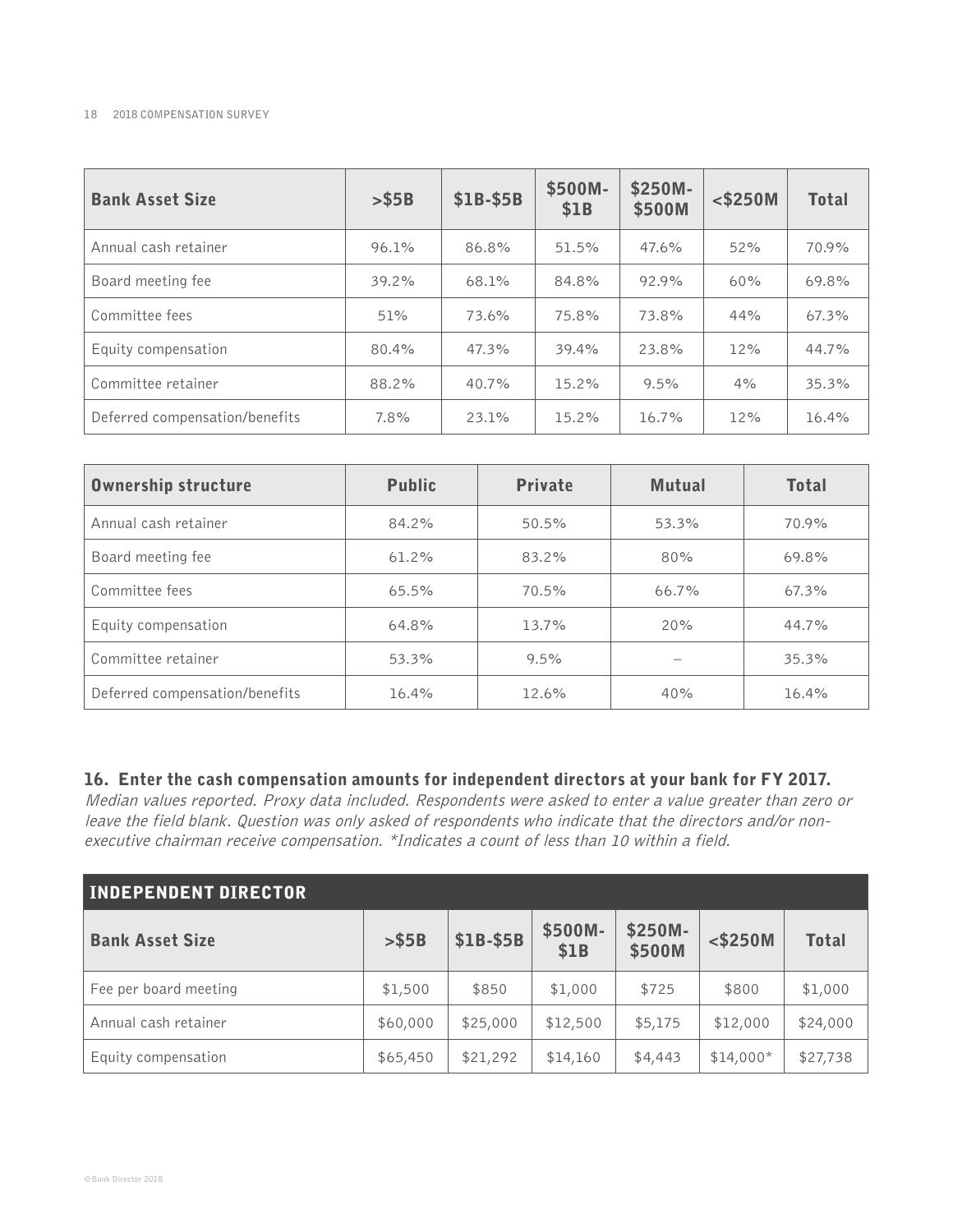| Bank Asset Size | >$5B | $1B-$5B | $500M-$1B | $250M-$500M | <$250M | Total |
|---|---|---|---|---|---|---|
| Annual cash retainer | 96.1% | 86.8% | 51.5% | 47.6% | 52% | 70.9% |
| Board meeting fee | 39.2% | 68.1% | 84.8% | 92.9% | 60% | 69.8% |
| Committee fees | 51% | 73.6% | 75.8% | 73.8% | 44% | 67.3% |
| Equity compensation | 80.4% | 47.3% | 39.4% | 23.8% | 12% | 44.7% |
| Committee retainer | 88.2% | 40.7% | 15.2% | 9.5% | 4% | 35.3% |
| Deferred compensation/benefits | 7.8% | 23.1% | 15.2% | 16.7% | 12% | 16.4% |

| Ownership structure | Public | Private | Mutual | Total |
|---|---|---|---|---|
| Annual cash retainer | 84.2% | 50.5% | 53.3% | 70.9% |
| Board meeting fee | 61.2% | 83.2% | 80% | 69.8% |
| Committee fees | 65.5% | 70.5% | 66.7% | 67.3% |
| Equity compensation | 64.8% | 13.7% | 20% | 44.7% |
| Committee retainer | 53.3% | 9.5% | – | 35.3% |
| Deferred compensation/benefits | 16.4% | 12.6% | 40% | 16.4% |

### 16. Enter the cash compensation amounts for independent directors at your bank for FY 2017.

*Median values reported. Proxy data included. Respondents were asked to enter a value greater than zero or leave the field blank. Question was only asked of respondents who indicate that the directors and/or non-executive chairman receive compensation. *Indicates a count of less than 10 within a field.*

| INDEPENDENT DIRECTOR | | | | | | |
|---|---|---|---|---|---|---|
| Bank Asset Size | >$5B | $1B-$5B | $500M-$1B | $250M-$500M | <$250M | Total |
| Fee per board meeting | $1,500 | $850 | $1,000 | $725 | $800 | $1,000 |
| Annual cash retainer | $60,000 | $25,000 | $12,500 | $5,175 | $12,000 | $24,000 |
| Equity compensation | $65,450 | $21,292 | $14,160 | $4,443 | $14,000* | $27,738 |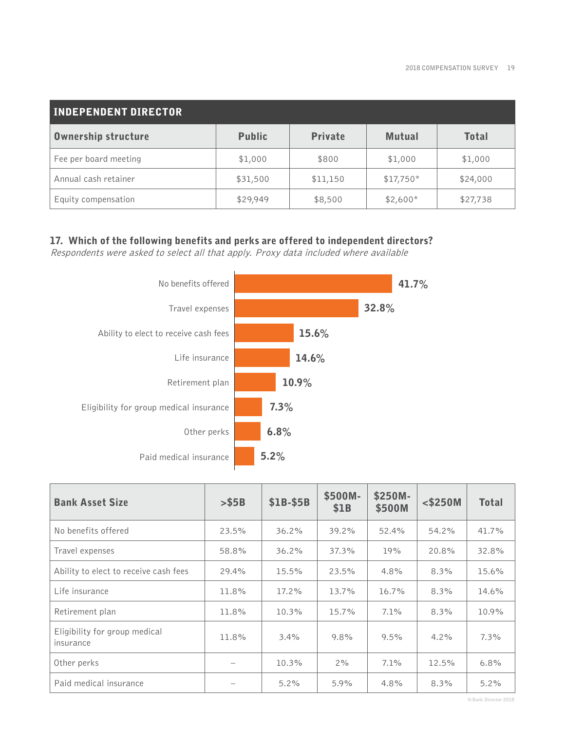| INDEPENDENT DIRECTOR | | | | |
|---|---|---|---|---|
| **Ownership structure** | **Public** | **Private** | **Mutual** | **Total** |
| Fee per board meeting | $1,000 | $800 | $1,000 | $1,000 |
| Annual cash retainer | $31,500 | $11,150 | $17,750* | $24,000 |
| Equity compensation | $29,949 | $8,500 | $2,600* | $27,738 |

### 17. Which of the following benefits and perks are offered to independent directors?

*Respondents were asked to select all that apply. Proxy data included where available*

| Benefit | Percentage |
|---|---|
| No benefits offered | 41.7% |
| Travel expenses | 32.8% |
| Ability to elect to receive cash fees | 15.6% |
| Life insurance | 14.6% |
| Retirement plan | 10.9% |
| Eligibility for group medical insurance | 7.3% |
| Other perks | 6.8% |
| Paid medical insurance | 5.2% |

| Bank Asset Size | >$5B | $1B-$5B | $500M-$1B | $250M-$500M | <$250M | Total |
|---|---|---|---|---|---|---|
| No benefits offered | 23.5% | 36.2% | 39.2% | 52.4% | 54.2% | 41.7% |
| Travel expenses | 58.8% | 36.2% | 37.3% | 19% | 20.8% | 32.8% |
| Ability to elect to receive cash fees | 29.4% | 15.5% | 23.5% | 4.8% | 8.3% | 15.6% |
| Life insurance | 11.8% | 17.2% | 13.7% | 16.7% | 8.3% | 14.6% |
| Retirement plan | 11.8% | 10.3% | 15.7% | 7.1% | 8.3% | 10.9% |
| Eligibility for group medical insurance | 11.8% | 3.4% | 9.8% | 9.5% | 4.2% | 7.3% |
| Other perks | – | 10.3% | 2% | 7.1% | 12.5% | 6.8% |
| Paid medical insurance | – | 5.2% | 5.9% | 4.8% | 8.3% | 5.2% |

© Bank Director 2018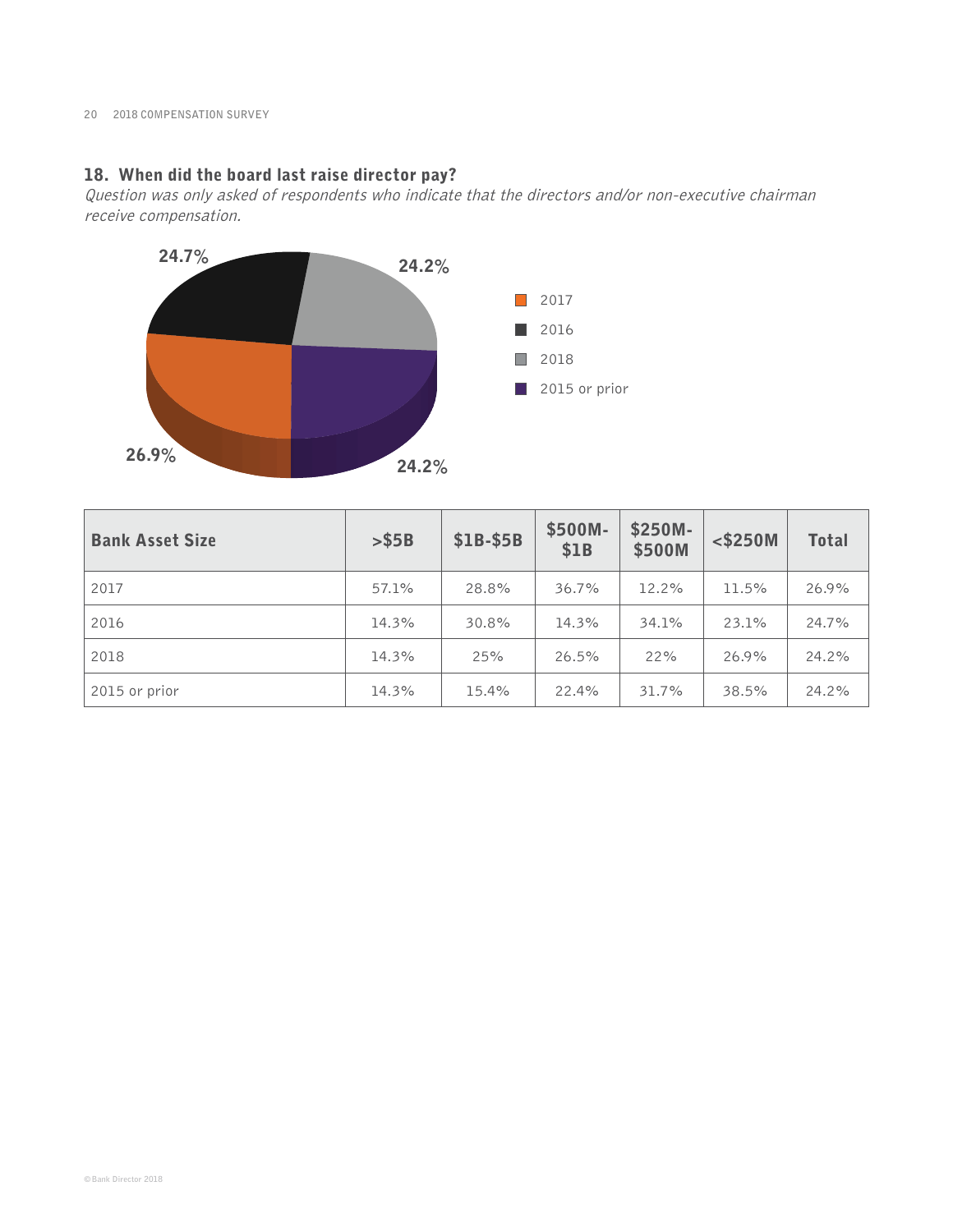## 18. When did the board last raise director pay?

*Question was only asked of respondents who indicate that the directors and/or non-executive chairman receive compensation.*

| Bank Asset Size | >$5B | $1B-$5B | $500M-$1B | $250M-$500M | <$250M | Total |
|---|---|---|---|---|---|---|
| 2017 | 57.1% | 28.8% | 36.7% | 12.2% | 11.5% | 26.9% |
| 2016 | 14.3% | 30.8% | 14.3% | 34.1% | 23.1% | 24.7% |
| 2018 | 14.3% | 25% | 26.5% | 22% | 26.9% | 24.2% |
| 2015 or prior | 14.3% | 15.4% | 22.4% | 31.7% | 38.5% | 24.2% |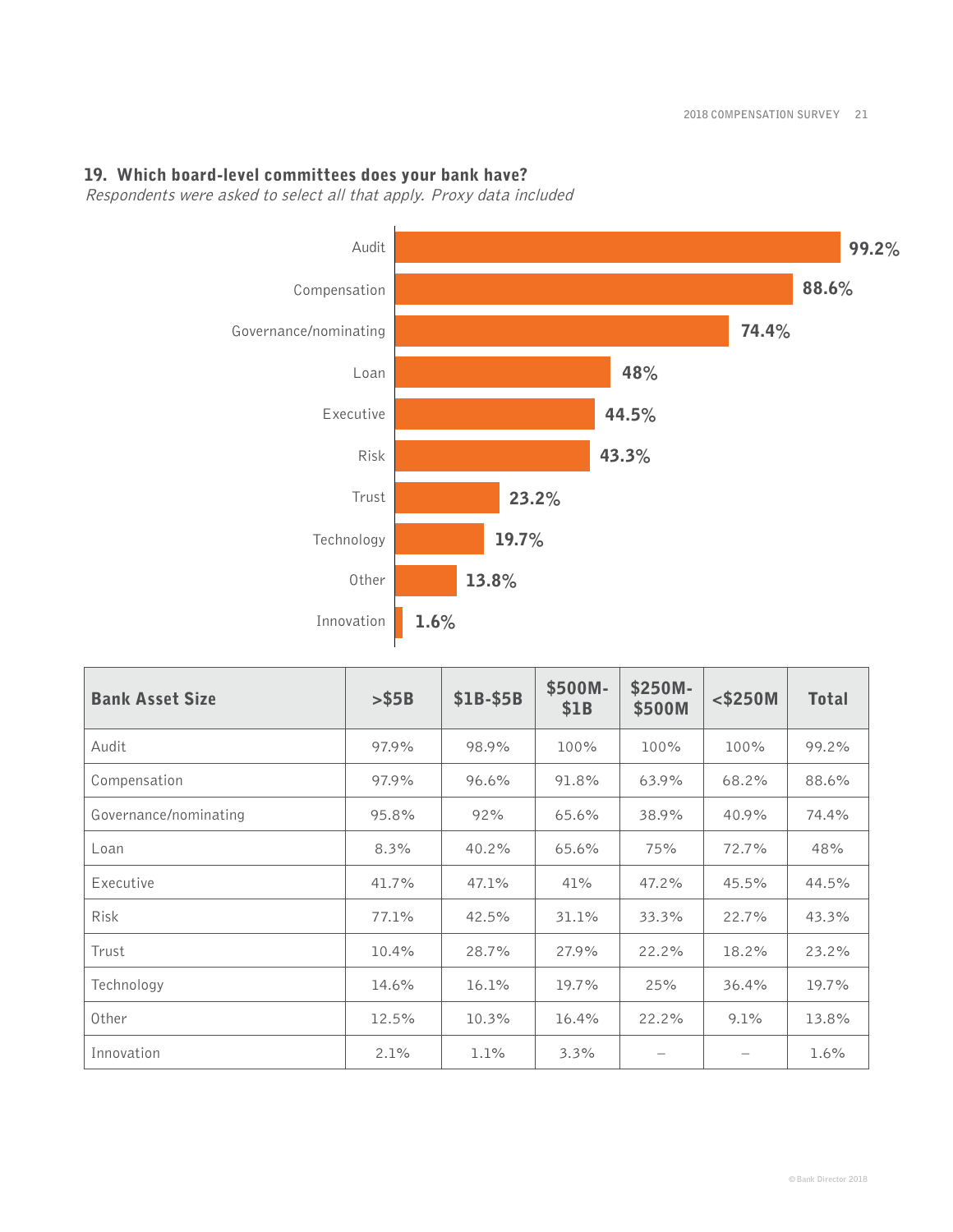## 19. Which board-level committees does your bank have?

*Respondents were asked to select all that apply. Proxy data included*

| Committee | % |
|---|---|
| Audit | 99.2% |
| Compensation | 88.6% |
| Governance/nominating | 74.4% |
| Loan | 48% |
| Executive | 44.5% |
| Risk | 43.3% |
| Trust | 23.2% |
| Technology | 19.7% |
| Other | 13.8% |
| Innovation | 1.6% |

| Bank Asset Size | >$5B | $1B-$5B | $500M-$1B | $250M-$500M | <$250M | Total |
|---|---|---|---|---|---|---|
| Audit | 97.9% | 98.9% | 100% | 100% | 100% | 99.2% |
| Compensation | 97.9% | 96.6% | 91.8% | 63.9% | 68.2% | 88.6% |
| Governance/nominating | 95.8% | 92% | 65.6% | 38.9% | 40.9% | 74.4% |
| Loan | 8.3% | 40.2% | 65.6% | 75% | 72.7% | 48% |
| Executive | 41.7% | 47.1% | 41% | 47.2% | 45.5% | 44.5% |
| Risk | 77.1% | 42.5% | 31.1% | 33.3% | 22.7% | 43.3% |
| Trust | 10.4% | 28.7% | 27.9% | 22.2% | 18.2% | 23.2% |
| Technology | 14.6% | 16.1% | 19.7% | 25% | 36.4% | 19.7% |
| Other | 12.5% | 10.3% | 16.4% | 22.2% | 9.1% | 13.8% |
| Innovation | 2.1% | 1.1% | 3.3% | – | – | 1.6% |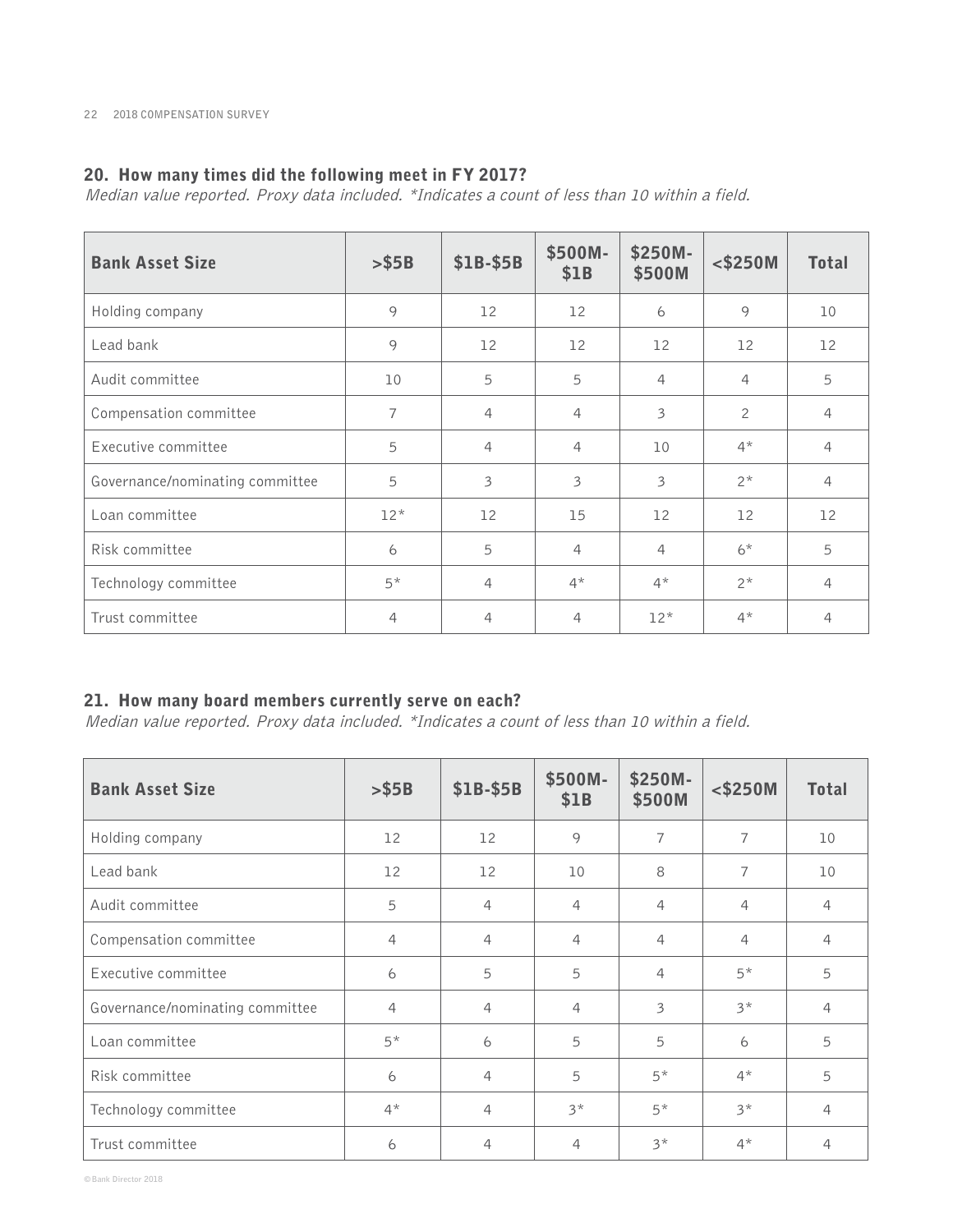## 20. How many times did the following meet in FY 2017?

*Median value reported. Proxy data included. *Indicates a count of less than 10 within a field.*

| Bank Asset Size | >$5B | $1B-$5B | $500M-$1B | $250M-$500M | <$250M | Total |
|---|---|---|---|---|---|---|
| Holding company | 9 | 12 | 12 | 6 | 9 | 10 |
| Lead bank | 9 | 12 | 12 | 12 | 12 | 12 |
| Audit committee | 10 | 5 | 5 | 4 | 4 | 5 |
| Compensation committee | 7 | 4 | 4 | 3 | 2 | 4 |
| Executive committee | 5 | 4 | 4 | 10 | 4* | 4 |
| Governance/nominating committee | 5 | 3 | 3 | 3 | 2* | 4 |
| Loan committee | 12* | 12 | 15 | 12 | 12 | 12 |
| Risk committee | 6 | 5 | 4 | 4 | 6* | 5 |
| Technology committee | 5* | 4 | 4* | 4* | 2* | 4 |
| Trust committee | 4 | 4 | 4 | 12* | 4* | 4 |

## 21. How many board members currently serve on each?

*Median value reported. Proxy data included. *Indicates a count of less than 10 within a field.*

| Bank Asset Size | >$5B | $1B-$5B | $500M-$1B | $250M-$500M | <$250M | Total |
|---|---|---|---|---|---|---|
| Holding company | 12 | 12 | 9 | 7 | 7 | 10 |
| Lead bank | 12 | 12 | 10 | 8 | 7 | 10 |
| Audit committee | 5 | 4 | 4 | 4 | 4 | 4 |
| Compensation committee | 4 | 4 | 4 | 4 | 4 | 4 |
| Executive committee | 6 | 5 | 5 | 4 | 5* | 5 |
| Governance/nominating committee | 4 | 4 | 4 | 3 | 3* | 4 |
| Loan committee | 5* | 6 | 5 | 5 | 6 | 5 |
| Risk committee | 6 | 4 | 5 | 5* | 4* | 5 |
| Technology committee | 4* | 4 | 3* | 5* | 3* | 4 |
| Trust committee | 6 | 4 | 4 | 3* | 4* | 4 |

© Bank Director 2018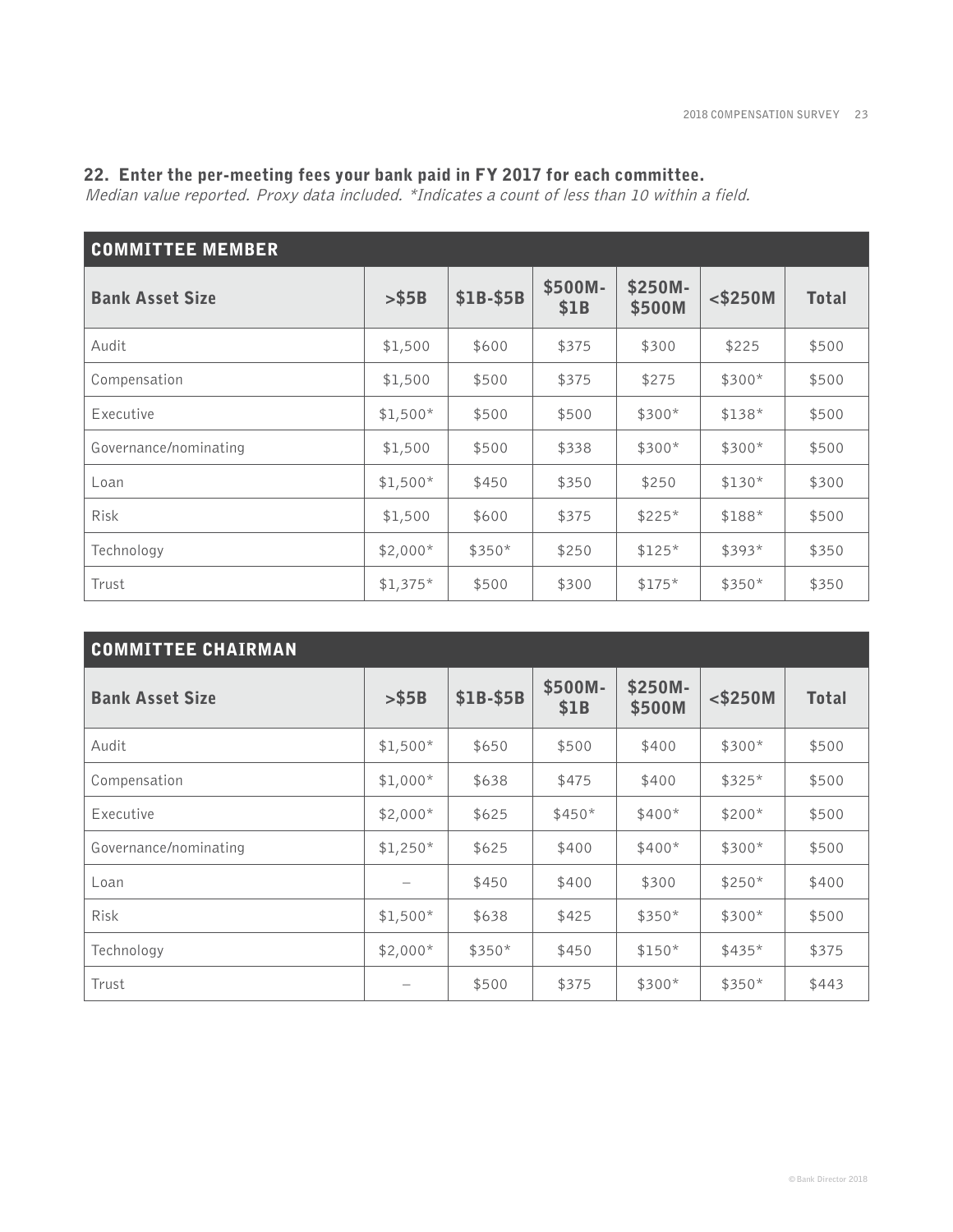### 22. Enter the per-meeting fees your bank paid in FY 2017 for each committee.

*Median value reported. Proxy data included. *Indicates a count of less than 10 within a field.*

| COMMITTEE MEMBER | | | | | | |
|---|---|---|---|---|---|---|
| **Bank Asset Size** | **>$5B** | **$1B-$5B** | **$500M-$1B** | **$250M-$500M** | **<$250M** | **Total** |
| Audit | $1,500 | $600 | $375 | $300 | $225 | $500 |
| Compensation | $1,500 | $500 | $375 | $275 | $300* | $500 |
| Executive | $1,500* | $500 | $500 | $300* | $138* | $500 |
| Governance/nominating | $1,500 | $500 | $338 | $300* | $300* | $500 |
| Loan | $1,500* | $450 | $350 | $250 | $130* | $300 |
| Risk | $1,500 | $600 | $375 | $225* | $188* | $500 |
| Technology | $2,000* | $350* | $250 | $125* | $393* | $350 |
| Trust | $1,375* | $500 | $300 | $175* | $350* | $350 |

| COMMITTEE CHAIRMAN | | | | | | |
|---|---|---|---|---|---|---|
| **Bank Asset Size** | **>$5B** | **$1B-$5B** | **$500M-$1B** | **$250M-$500M** | **<$250M** | **Total** |
| Audit | $1,500* | $650 | $500 | $400 | $300* | $500 |
| Compensation | $1,000* | $638 | $475 | $400 | $325* | $500 |
| Executive | $2,000* | $625 | $450* | $400* | $200* | $500 |
| Governance/nominating | $1,250* | $625 | $400 | $400* | $300* | $500 |
| Loan | – | $450 | $400 | $300 | $250* | $400 |
| Risk | $1,500* | $638 | $425 | $350* | $300* | $500 |
| Technology | $2,000* | $350* | $450 | $150* | $435* | $375 |
| Trust | – | $500 | $375 | $300* | $350* | $443 |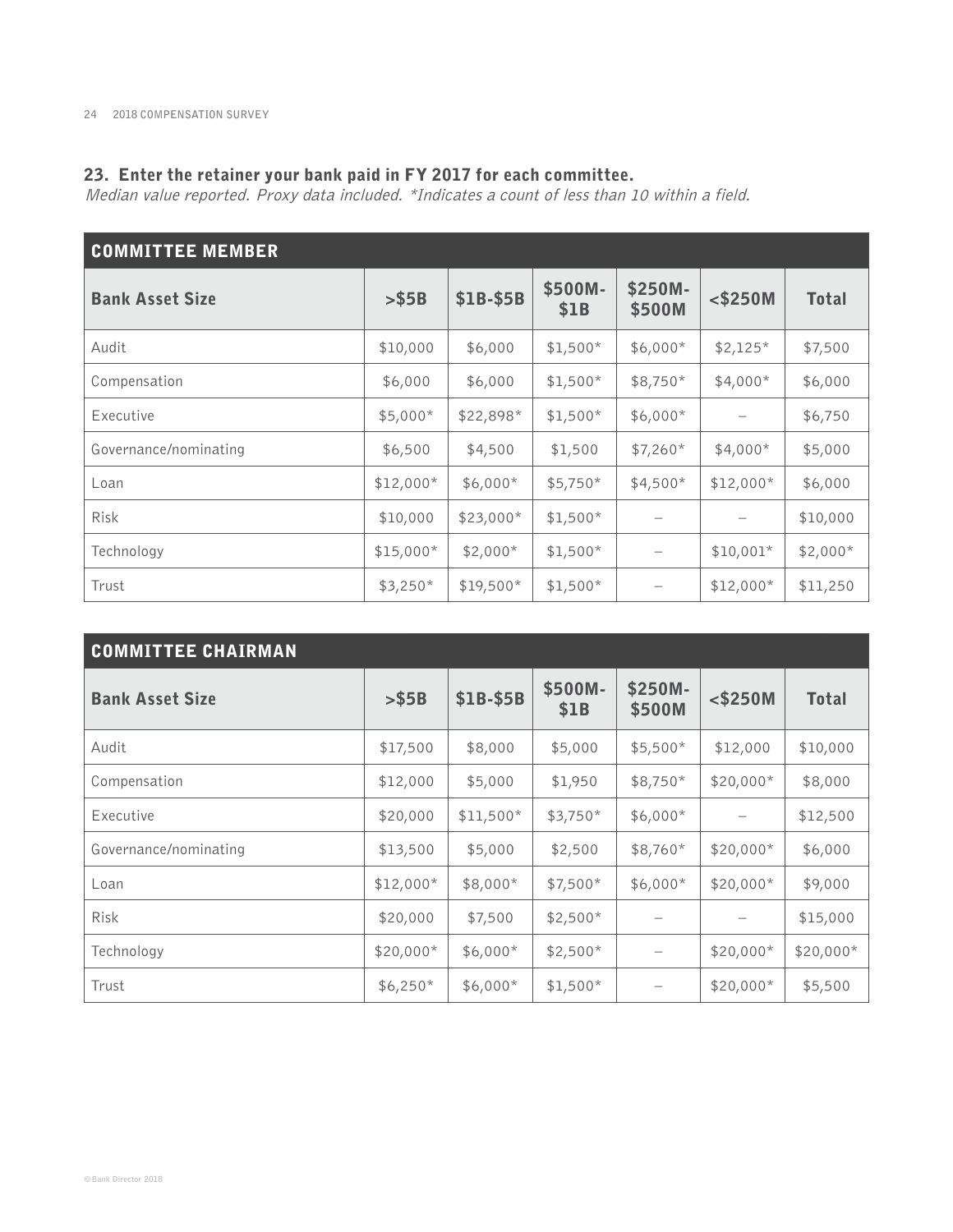## 23. Enter the retainer your bank paid in FY 2017 for each committee.

*Median value reported. Proxy data included. *Indicates a count of less than 10 within a field.*

| COMMITTEE MEMBER | | | | | | |
|---|---|---|---|---|---|---|
| **Bank Asset Size** | **>$5B** | **$1B-$5B** | **$500M-$1B** | **$250M-$500M** | **<$250M** | **Total** |
| Audit | $10,000 | $6,000 | $1,500* | $6,000* | $2,125* | $7,500 |
| Compensation | $6,000 | $6,000 | $1,500* | $8,750* | $4,000* | $6,000 |
| Executive | $5,000* | $22,898* | $1,500* | $6,000* | – | $6,750 |
| Governance/nominating | $6,500 | $4,500 | $1,500 | $7,260* | $4,000* | $5,000 |
| Loan | $12,000* | $6,000* | $5,750* | $4,500* | $12,000* | $6,000 |
| Risk | $10,000 | $23,000* | $1,500* | – | – | $10,000 |
| Technology | $15,000* | $2,000* | $1,500* | – | $10,001* | $2,000* |
| Trust | $3,250* | $19,500* | $1,500* | – | $12,000* | $11,250 |

| COMMITTEE CHAIRMAN | | | | | | |
|---|---|---|---|---|---|---|
| **Bank Asset Size** | **>$5B** | **$1B-$5B** | **$500M-$1B** | **$250M-$500M** | **<$250M** | **Total** |
| Audit | $17,500 | $8,000 | $5,000 | $5,500* | $12,000 | $10,000 |
| Compensation | $12,000 | $5,000 | $1,950 | $8,750* | $20,000* | $8,000 |
| Executive | $20,000 | $11,500* | $3,750* | $6,000* | – | $12,500 |
| Governance/nominating | $13,500 | $5,000 | $2,500 | $8,760* | $20,000* | $6,000 |
| Loan | $12,000* | $8,000* | $7,500* | $6,000* | $20,000* | $9,000 |
| Risk | $20,000 | $7,500 | $2,500* | – | – | $15,000 |
| Technology | $20,000* | $6,000* | $2,500* | – | $20,000* | $20,000* |
| Trust | $6,250* | $6,000* | $1,500* | – | $20,000* | $5,500 |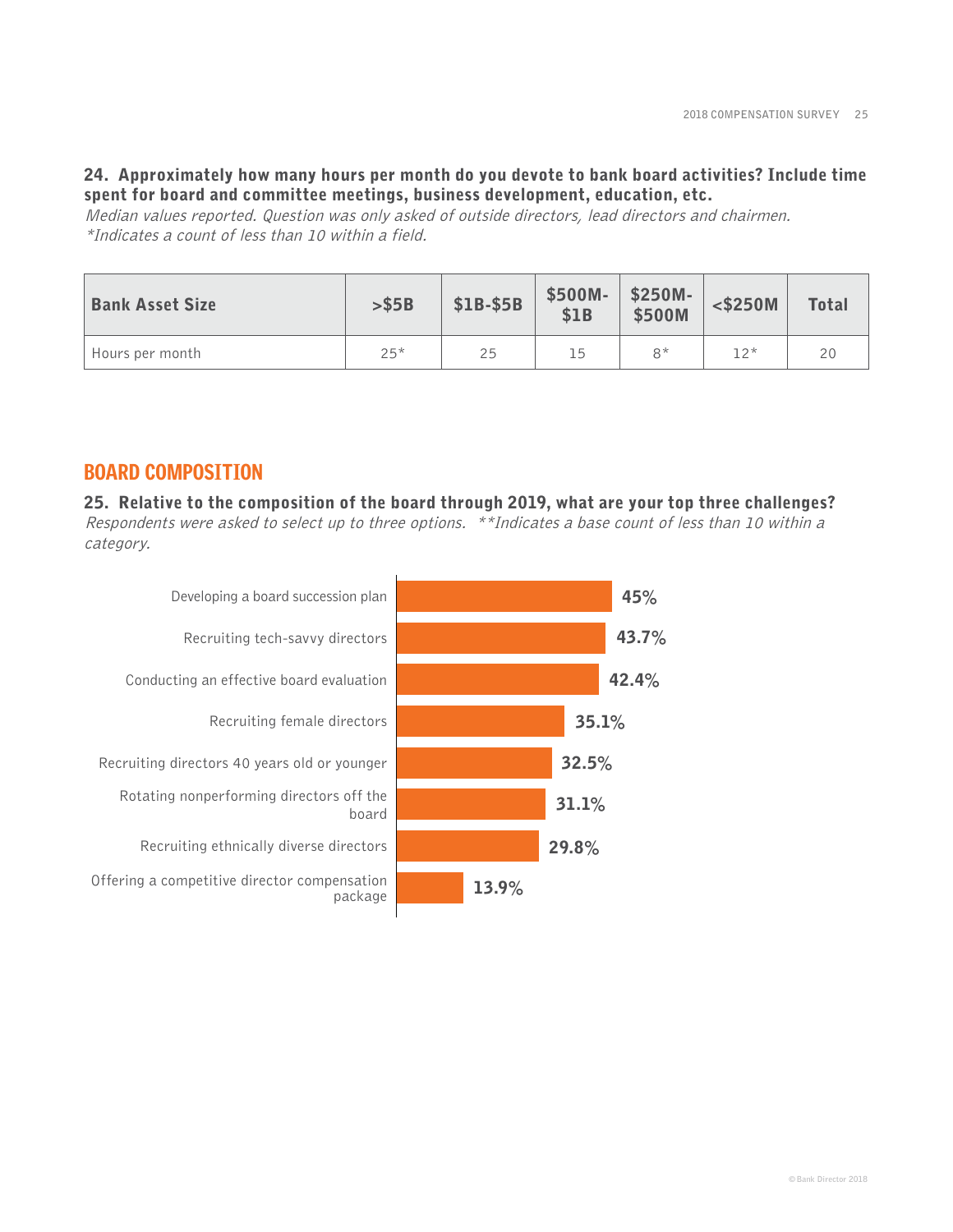**24. Approximately how many hours per month do you devote to bank board activities? Include time spent for board and committee meetings, business development, education, etc.**

*Median values reported. Question was only asked of outside directors, lead directors and chairmen.*
*\*Indicates a count of less than 10 within a field.*

| Bank Asset Size | >$5B | $1B-$5B | $500M-$1B | $250M-$500M | <$250M | Total |
|---|---|---|---|---|---|---|
| Hours per month | 25* | 25 | 15 | 8* | 12* | 20 |

## BOARD COMPOSITION

**25. Relative to the composition of the board through 2019, what are your top three challenges?**

*Respondents were asked to select up to three options. \*\*Indicates a base count of less than 10 within a category.*

| Challenge | Percentage |
|---|---|
| Developing a board succession plan | 45% |
| Recruiting tech-savvy directors | 43.7% |
| Conducting an effective board evaluation | 42.4% |
| Recruiting female directors | 35.1% |
| Recruiting directors 40 years old or younger | 32.5% |
| Rotating nonperforming directors off the board | 31.1% |
| Recruiting ethnically diverse directors | 29.8% |
| Offering a competitive director compensation package | 13.9% |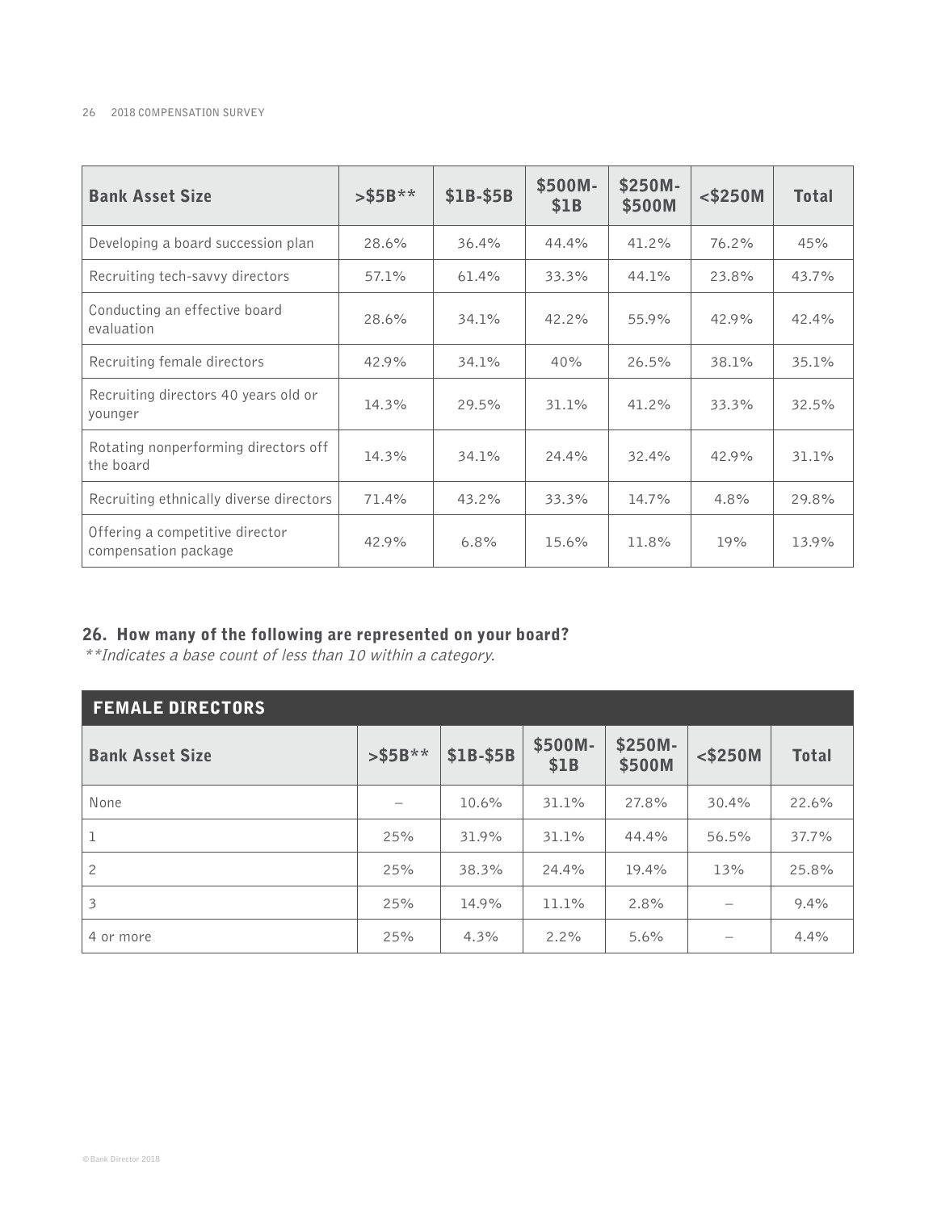| Bank Asset Size | >$5B** | $1B-$5B | $500M-$1B | $250M-$500M | <$250M | Total |
|---|---|---|---|---|---|---|
| Developing a board succession plan | 28.6% | 36.4% | 44.4% | 41.2% | 76.2% | 45% |
| Recruiting tech-savvy directors | 57.1% | 61.4% | 33.3% | 44.1% | 23.8% | 43.7% |
| Conducting an effective board evaluation | 28.6% | 34.1% | 42.2% | 55.9% | 42.9% | 42.4% |
| Recruiting female directors | 42.9% | 34.1% | 40% | 26.5% | 38.1% | 35.1% |
| Recruiting directors 40 years old or younger | 14.3% | 29.5% | 31.1% | 41.2% | 33.3% | 32.5% |
| Rotating nonperforming directors off the board | 14.3% | 34.1% | 24.4% | 32.4% | 42.9% | 31.1% |
| Recruiting ethnically diverse directors | 71.4% | 43.2% | 33.3% | 14.7% | 4.8% | 29.8% |
| Offering a competitive director compensation package | 42.9% | 6.8% | 15.6% | 11.8% | 19% | 13.9% |

## 26. How many of the following are represented on your board?

*\*\*Indicates a base count of less than 10 within a category.*

**FEMALE DIRECTORS**

| Bank Asset Size | >$5B** | $1B-$5B | $500M-$1B | $250M-$500M | <$250M | Total |
|---|---|---|---|---|---|---|
| None | – | 10.6% | 31.1% | 27.8% | 30.4% | 22.6% |
| 1 | 25% | 31.9% | 31.1% | 44.4% | 56.5% | 37.7% |
| 2 | 25% | 38.3% | 24.4% | 19.4% | 13% | 25.8% |
| 3 | 25% | 14.9% | 11.1% | 2.8% | – | 9.4% |
| 4 or more | 25% | 4.3% | 2.2% | 5.6% | – | 4.4% |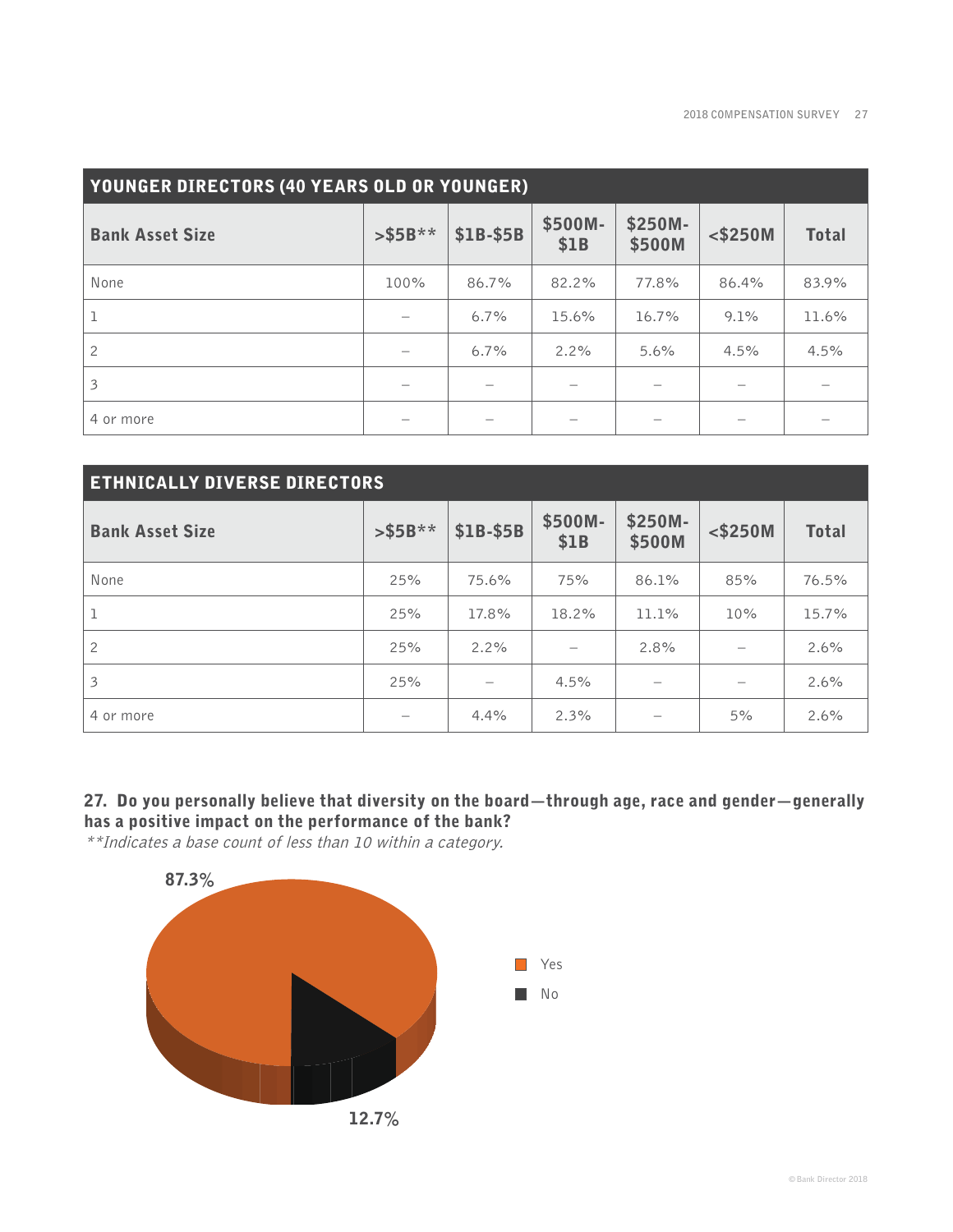## YOUNGER DIRECTORS (40 YEARS OLD OR YOUNGER)

| Bank Asset Size | >$5B** | $1B-$5B | $500M-$1B | $250M-$500M | <$250M | Total |
|---|---|---|---|---|---|---|
| None | 100% | 86.7% | 82.2% | 77.8% | 86.4% | 83.9% |
| 1 | – | 6.7% | 15.6% | 16.7% | 9.1% | 11.6% |
| 2 | – | 6.7% | 2.2% | 5.6% | 4.5% | 4.5% |
| 3 | – | – | – | – | – | – |
| 4 or more | – | – | – | – | – | – |

## ETHNICALLY DIVERSE DIRECTORS

| Bank Asset Size | >$5B** | $1B-$5B | $500M-$1B | $250M-$500M | <$250M | Total |
|---|---|---|---|---|---|---|
| None | 25% | 75.6% | 75% | 86.1% | 85% | 76.5% |
| 1 | 25% | 17.8% | 18.2% | 11.1% | 10% | 15.7% |
| 2 | 25% | 2.2% | – | 2.8% | – | 2.6% |
| 3 | 25% | – | 4.5% | – | – | 2.6% |
| 4 or more | – | 4.4% | 2.3% | – | 5% | 2.6% |

**27. Do you personally believe that diversity on the board—through age, race and gender—generally has a positive impact on the performance of the bank?**

*\*\*Indicates a base count of less than 10 within a category.*

| Response | Percentage |
|---|---|
| Yes | 87.3% |
| No | 12.7% |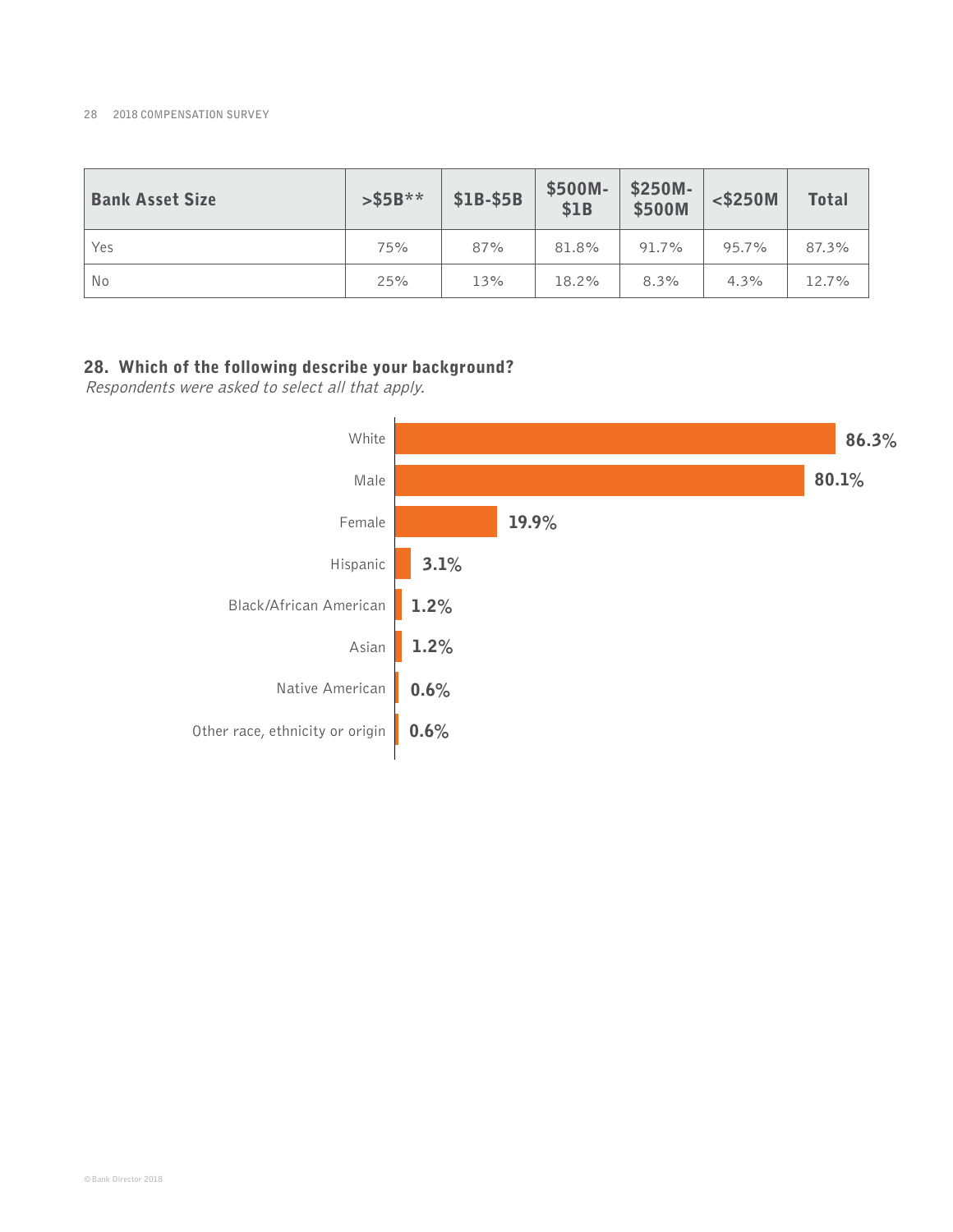| Bank Asset Size | >$5B** | $1B-$5B | $500M-$1B | $250M-$500M | <$250M | Total |
| --- | --- | --- | --- | --- | --- | --- |
| Yes | 75% | 87% | 81.8% | 91.7% | 95.7% | 87.3% |
| No | 25% | 13% | 18.2% | 8.3% | 4.3% | 12.7% |

## 28. Which of the following describe your background?

*Respondents were asked to select all that apply.*

| Background | Percentage |
| --- | --- |
| White | 86.3% |
| Male | 80.1% |
| Female | 19.9% |
| Hispanic | 3.1% |
| Black/African American | 1.2% |
| Asian | 1.2% |
| Native American | 0.6% |
| Other race, ethnicity or origin | 0.6% |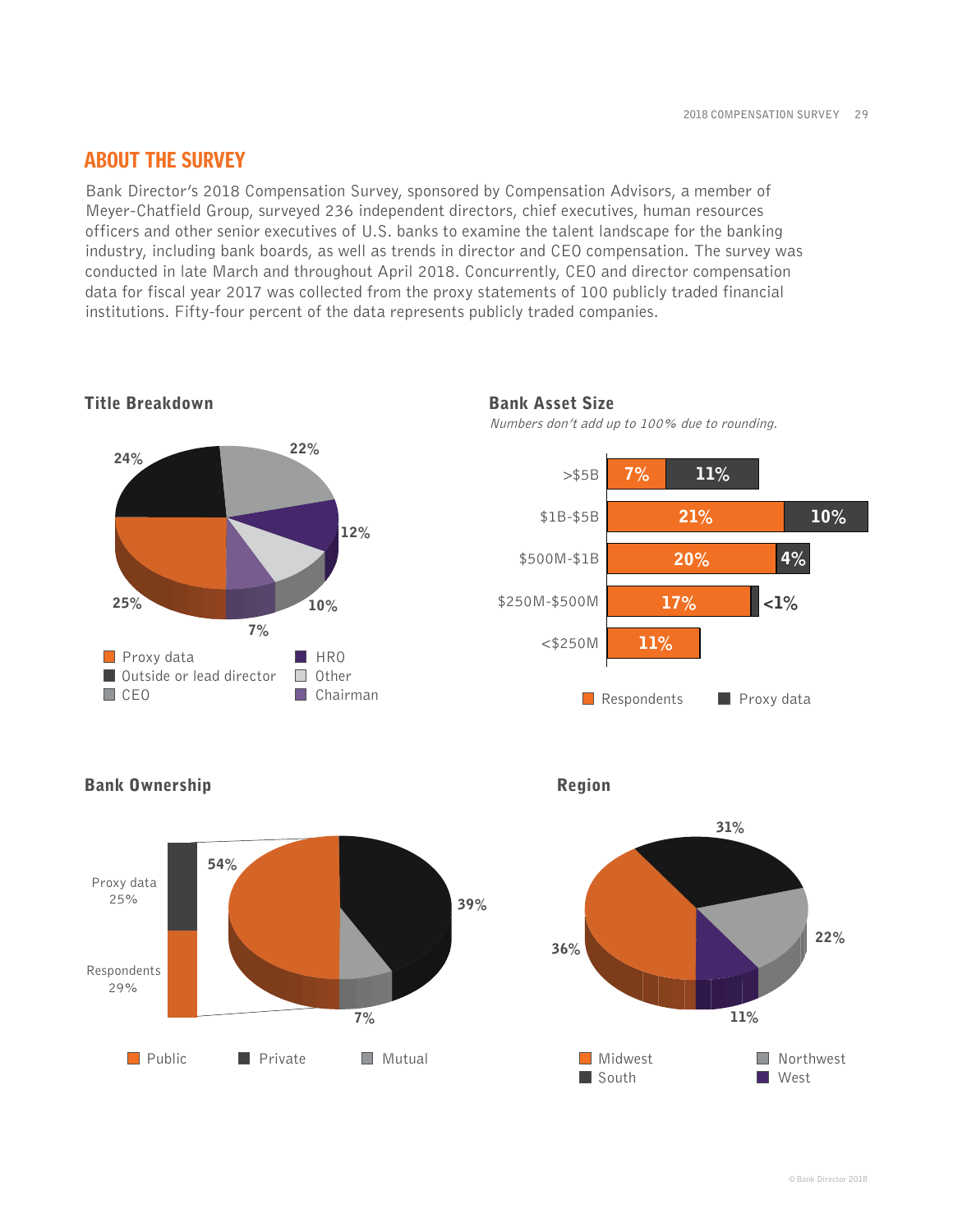## ABOUT THE SURVEY

Bank Director's 2018 Compensation Survey, sponsored by Compensation Advisors, a member of Meyer-Chatfield Group, surveyed 236 independent directors, chief executives, human resources officers and other senior executives of U.S. banks to examine the talent landscape for the banking industry, including bank boards, as well as trends in director and CEO compensation. The survey was conducted in late March and throughout April 2018. Concurrently, CEO and director compensation data for fiscal year 2017 was collected from the proxy statements of 100 publicly traded financial institutions. Fifty-four percent of the data represents publicly traded companies.

### Title Breakdown

24%
22%
12%
10%
7%
25%

Proxy data
Outside or lead director
CEO
HRO
Other
Chairman

### Bank Asset Size

*Numbers don't add up to 100% due to rounding.*

>$5B 7% 11%
$1B-$5B 21% 10%
$500M-$1B 20% 4%
$250M-$500M 17% <1%
<$250M 11%

Respondents
Proxy data

### Bank Ownership

Proxy data 25%
Respondents 29%
54%
39%
7%

Public
Private
Mutual

### Region

31%
22%
11%
36%

Midwest
South
Northwest
West